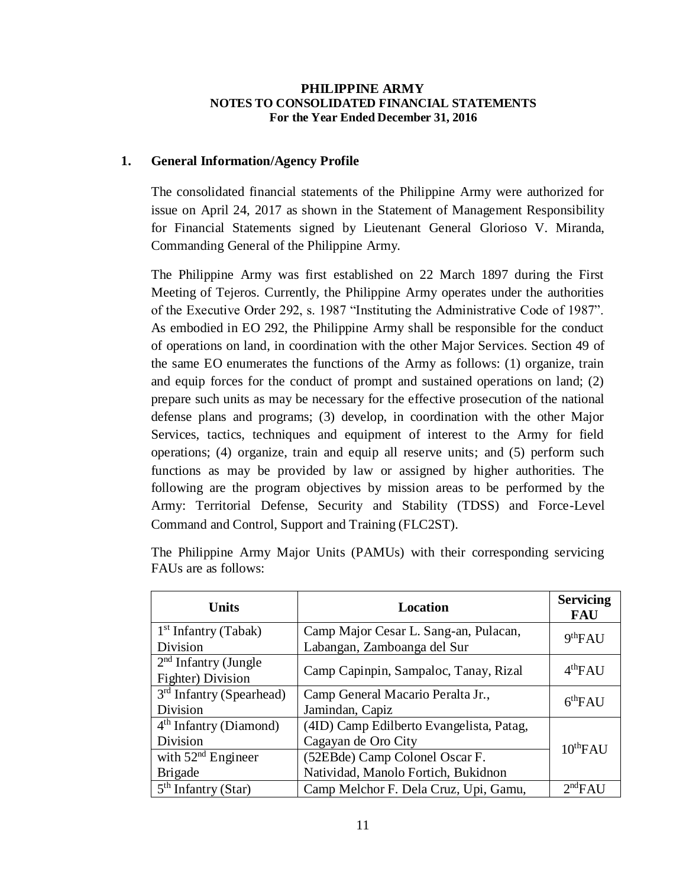**PHILIPPINE ARMY**
**NOTES TO CONSOLIDATED FINANCIAL STATEMENTS**
**For the Year Ended December 31, 2016**

## 1. General Information/Agency Profile

The consolidated financial statements of the Philippine Army were authorized for issue on April 24, 2017 as shown in the Statement of Management Responsibility for Financial Statements signed by Lieutenant General Glorioso V. Miranda, Commanding General of the Philippine Army.

The Philippine Army was first established on 22 March 1897 during the First Meeting of Tejeros. Currently, the Philippine Army operates under the authorities of the Executive Order 292, s. 1987 "Instituting the Administrative Code of 1987". As embodied in EO 292, the Philippine Army shall be responsible for the conduct of operations on land, in coordination with the other Major Services. Section 49 of the same EO enumerates the functions of the Army as follows: (1) organize, train and equip forces for the conduct of prompt and sustained operations on land; (2) prepare such units as may be necessary for the effective prosecution of the national defense plans and programs; (3) develop, in coordination with the other Major Services, tactics, techniques and equipment of interest to the Army for field operations; (4) organize, train and equip all reserve units; and (5) perform such functions as may be provided by law or assigned by higher authorities. The following are the program objectives by mission areas to be performed by the Army: Territorial Defense, Security and Stability (TDSS) and Force-Level Command and Control, Support and Training (FLC2ST).

The Philippine Army Major Units (PAMUs) with their corresponding servicing FAUs are as follows:

| Units | Location | Servicing FAU |
|---|---|---|
| 1st Infantry (Tabak) Division | Camp Major Cesar L. Sang-an, Pulacan, Labangan, Zamboanga del Sur | 9thFAU |
| 2nd Infantry (Jungle Fighter) Division | Camp Capinpin, Sampaloc, Tanay, Rizal | 4thFAU |
| 3rd Infantry (Spearhead) Division | Camp General Macario Peralta Jr., Jamindan, Capiz | 6thFAU |
| 4th Infantry (Diamond) Division | (4ID) Camp Edilberto Evangelista, Patag, Cagayan de Oro City | 10thFAU |
| with 52nd Engineer Brigade | (52EBde) Camp Colonel Oscar F. Natividad, Manolo Fortich, Bukidnon | |
| 5th Infantry (Star) | Camp Melchor F. Dela Cruz, Upi, Gamu, | 2ndFAU |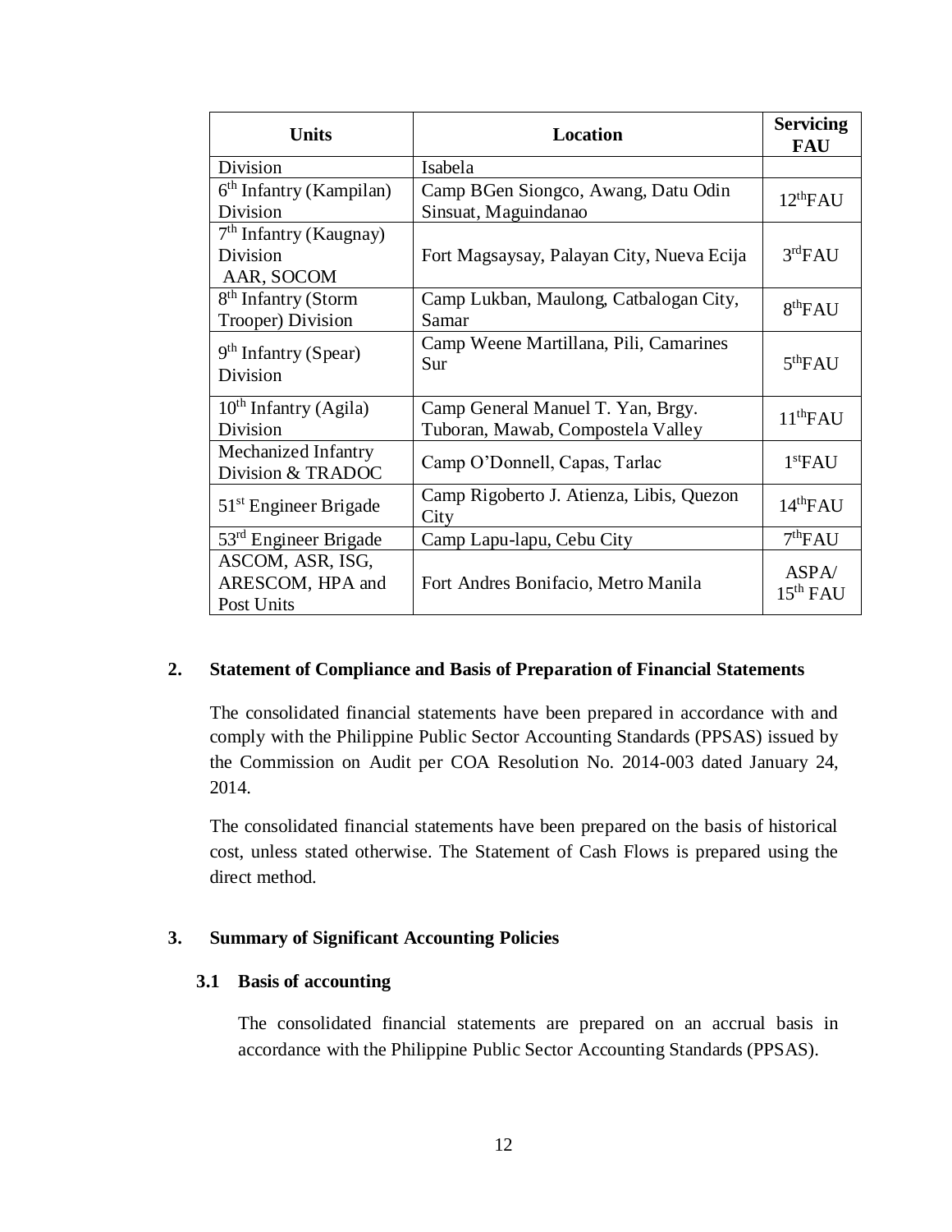| Units | Location | Servicing FAU |
|---|---|---|
| Division | Isabela | |
| 6th Infantry (Kampilan) Division | Camp BGen Siongco, Awang, Datu Odin Sinsuat, Maguindanao | 12thFAU |
| 7th Infantry (Kaugnay) Division AAR, SOCOM | Fort Magsaysay, Palayan City, Nueva Ecija | 3rdFAU |
| 8th Infantry (Storm Trooper) Division | Camp Lukban, Maulong, Catbalogan City, Samar | 8thFAU |
| 9th Infantry (Spear) Division | Camp Weene Martillana, Pili, Camarines Sur | 5thFAU |
| 10th Infantry (Agila) Division | Camp General Manuel T. Yan, Brgy. Tuboran, Mawab, Compostela Valley | 11thFAU |
| Mechanized Infantry Division & TRADOC | Camp O'Donnell, Capas, Tarlac | 1stFAU |
| 51st Engineer Brigade | Camp Rigoberto J. Atienza, Libis, Quezon City | 14thFAU |
| 53rd Engineer Brigade | Camp Lapu-lapu, Cebu City | 7thFAU |
| ASCOM, ASR, ISG, ARESCOM, HPA and Post Units | Fort Andres Bonifacio, Metro Manila | ASPA/ 15th FAU |

## 2. Statement of Compliance and Basis of Preparation of Financial Statements

The consolidated financial statements have been prepared in accordance with and comply with the Philippine Public Sector Accounting Standards (PPSAS) issued by the Commission on Audit per COA Resolution No. 2014-003 dated January 24, 2014.

The consolidated financial statements have been prepared on the basis of historical cost, unless stated otherwise. The Statement of Cash Flows is prepared using the direct method.

## 3. Summary of Significant Accounting Policies

### 3.1 Basis of accounting

The consolidated financial statements are prepared on an accrual basis in accordance with the Philippine Public Sector Accounting Standards (PPSAS).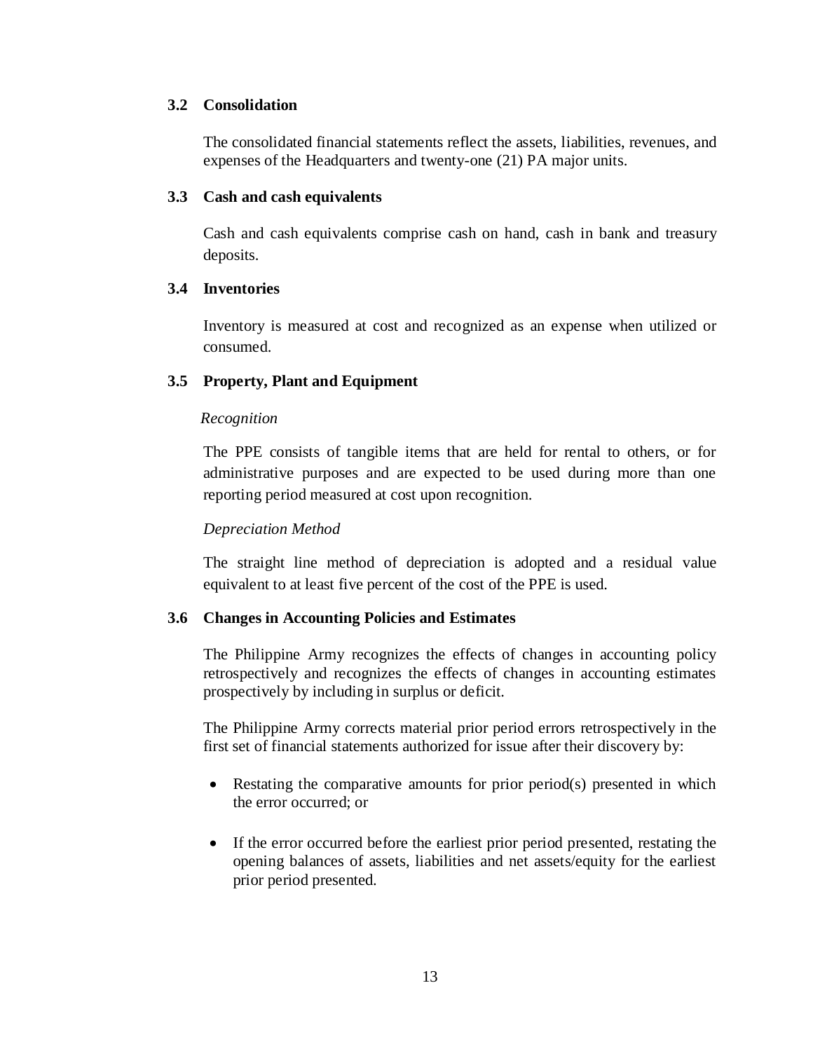### 3.2 Consolidation

The consolidated financial statements reflect the assets, liabilities, revenues, and expenses of the Headquarters and twenty-one (21) PA major units.

### 3.3 Cash and cash equivalents

Cash and cash equivalents comprise cash on hand, cash in bank and treasury deposits.

### 3.4 Inventories

Inventory is measured at cost and recognized as an expense when utilized or consumed.

### 3.5 Property, Plant and Equipment

*Recognition*

The PPE consists of tangible items that are held for rental to others, or for administrative purposes and are expected to be used during more than one reporting period measured at cost upon recognition.

*Depreciation Method*

The straight line method of depreciation is adopted and a residual value equivalent to at least five percent of the cost of the PPE is used.

### 3.6 Changes in Accounting Policies and Estimates

The Philippine Army recognizes the effects of changes in accounting policy retrospectively and recognizes the effects of changes in accounting estimates prospectively by including in surplus or deficit.

The Philippine Army corrects material prior period errors retrospectively in the first set of financial statements authorized for issue after their discovery by:

- Restating the comparative amounts for prior period(s) presented in which the error occurred; or

- If the error occurred before the earliest prior period presented, restating the opening balances of assets, liabilities and net assets/equity for the earliest prior period presented.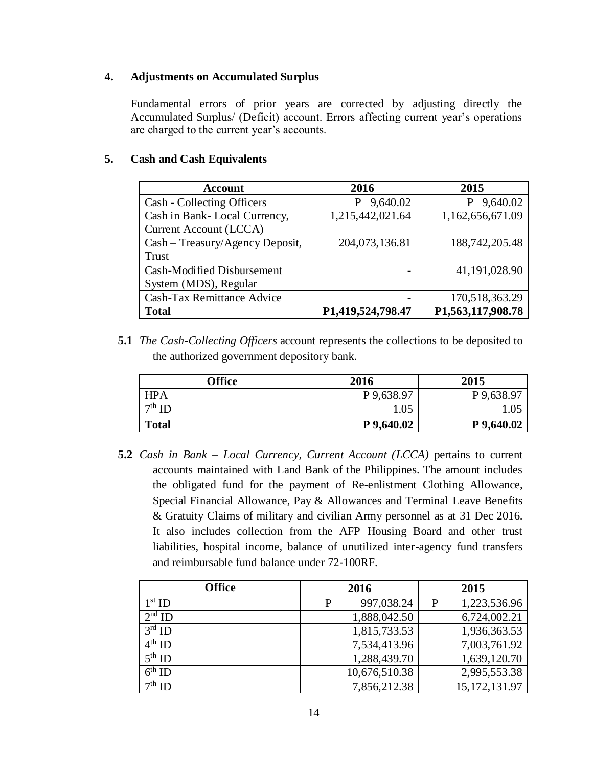## 4. Adjustments on Accumulated Surplus

Fundamental errors of prior years are corrected by adjusting directly the Accumulated Surplus/ (Deficit) account. Errors affecting current year's operations are charged to the current year's accounts.

## 5. Cash and Cash Equivalents

| Account | 2016 | 2015 |
|---|---|---|
| Cash - Collecting Officers | P 9,640.02 | P 9,640.02 |
| Cash in Bank- Local Currency, Current Account (LCCA) | 1,215,442,021.64 | 1,162,656,671.09 |
| Cash – Treasury/Agency Deposit, Trust | 204,073,136.81 | 188,742,205.48 |
| Cash-Modified Disbursement System (MDS), Regular | - | 41,191,028.90 |
| Cash-Tax Remittance Advice | - | 170,518,363.29 |
| **Total** | **P1,419,524,798.47** | **P1,563,117,908.78** |

**5.1** *The Cash-Collecting Officers* account represents the collections to be deposited to the authorized government depository bank.

| Office | 2016 | 2015 |
|---|---|---|
| HPA | P 9,638.97 | P 9,638.97 |
| 7th ID | 1.05 | 1.05 |
| **Total** | **P 9,640.02** | **P 9,640.02** |

**5.2** *Cash in Bank – Local Currency, Current Account (LCCA)* pertains to current accounts maintained with Land Bank of the Philippines. The amount includes the obligated fund for the payment of Re-enlistment Clothing Allowance, Special Financial Allowance, Pay & Allowances and Terminal Leave Benefits & Gratuity Claims of military and civilian Army personnel as at 31 Dec 2016. It also includes collection from the AFP Housing Board and other trust liabilities, hospital income, balance of unutilized inter-agency fund transfers and reimbursable fund balance under 72-100RF.

| Office | 2016 | 2015 |
|---|---|---|
| 1st ID | P 997,038.24 | P 1,223,536.96 |
| 2nd ID | 1,888,042.50 | 6,724,002.21 |
| 3rd ID | 1,815,733.53 | 1,936,363.53 |
| 4th ID | 7,534,413.96 | 7,003,761.92 |
| 5th ID | 1,288,439.70 | 1,639,120.70 |
| 6th ID | 10,676,510.38 | 2,995,553.38 |
| 7th ID | 7,856,212.38 | 15,172,131.97 |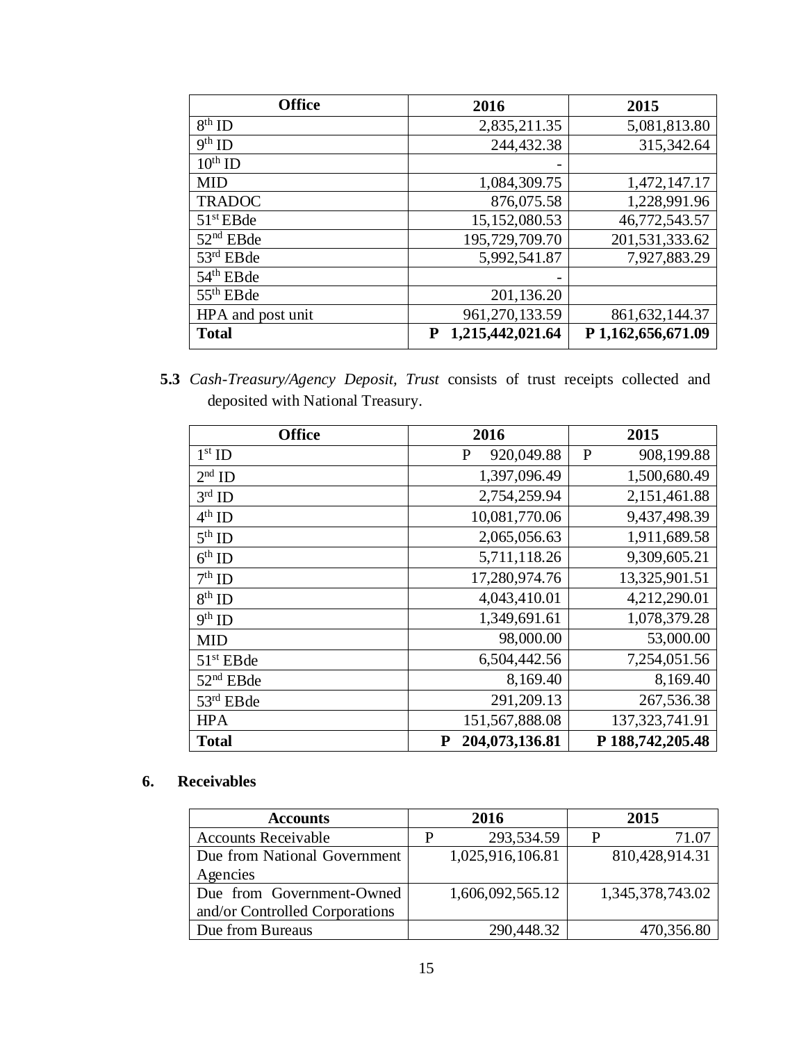| Office | 2016 | 2015 |
|---|---|---|
| 8th ID | 2,835,211.35 | 5,081,813.80 |
| 9th ID | 244,432.38 | 315,342.64 |
| 10th ID | - | |
| MID | 1,084,309.75 | 1,472,147.17 |
| TRADOC | 876,075.58 | 1,228,991.96 |
| 51st EBde | 15,152,080.53 | 46,772,543.57 |
| 52nd EBde | 195,729,709.70 | 201,531,333.62 |
| 53rd EBde | 5,992,541.87 | 7,927,883.29 |
| 54th EBde | - | |
| 55th EBde | 201,136.20 | |
| HPA and post unit | 961,270,133.59 | 861,632,144.37 |
| **Total** | **P 1,215,442,021.64** | **P 1,162,656,671.09** |

**5.3** *Cash-Treasury/Agency Deposit, Trust* consists of trust receipts collected and deposited with National Treasury.

| Office | 2016 | 2015 |
|---|---|---|
| 1st ID | P 920,049.88 | P 908,199.88 |
| 2nd ID | 1,397,096.49 | 1,500,680.49 |
| 3rd ID | 2,754,259.94 | 2,151,461.88 |
| 4th ID | 10,081,770.06 | 9,437,498.39 |
| 5th ID | 2,065,056.63 | 1,911,689.58 |
| 6th ID | 5,711,118.26 | 9,309,605.21 |
| 7th ID | 17,280,974.76 | 13,325,901.51 |
| 8th ID | 4,043,410.01 | 4,212,290.01 |
| 9th ID | 1,349,691.61 | 1,078,379.28 |
| MID | 98,000.00 | 53,000.00 |
| 51st EBde | 6,504,442.56 | 7,254,051.56 |
| 52nd EBde | 8,169.40 | 8,169.40 |
| 53rd EBde | 291,209.13 | 267,536.38 |
| HPA | 151,567,888.08 | 137,323,741.91 |
| **Total** | **P 204,073,136.81** | **P 188,742,205.48** |

## 6. Receivables

| Accounts | 2016 | 2015 |
|---|---|---|
| Accounts Receivable | P 293,534.59 | P 71.07 |
| Due from National Government Agencies | 1,025,916,106.81 | 810,428,914.31 |
| Due from Government-Owned and/or Controlled Corporations | 1,606,092,565.12 | 1,345,378,743.02 |
| Due from Bureaus | 290,448.32 | 470,356.80 |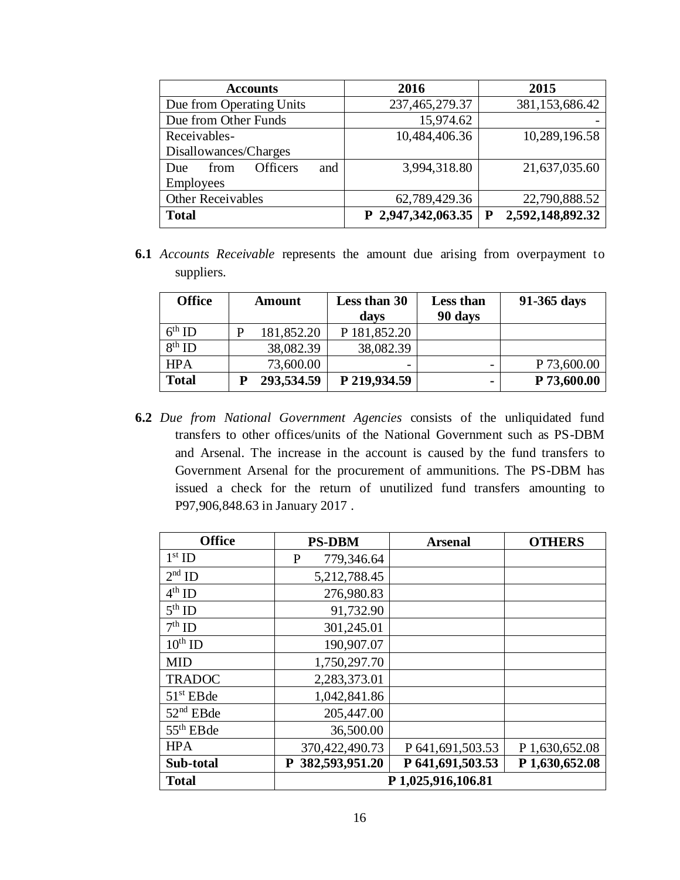| Accounts | 2016 | 2015 |
|---|---|---|
| Due from Operating Units | 237,465,279.37 | 381,153,686.42 |
| Due from Other Funds | 15,974.62 | - |
| Receivables-Disallowances/Charges | 10,484,406.36 | 10,289,196.58 |
| Due from Officers and Employees | 3,994,318.80 | 21,637,035.60 |
| Other Receivables | 62,789,429.36 | 22,790,888.52 |
| **Total** | **P 2,947,342,063.35** | **P 2,592,148,892.32** |

**6.1** *Accounts Receivable* represents the amount due arising from overpayment to suppliers.

| Office | Amount | Less than 30 days | Less than 90 days | 91-365 days |
|---|---|---|---|---|
| 6th ID | P 181,852.20 | P 181,852.20 | | |
| 8th ID | 38,082.39 | 38,082.39 | | |
| HPA | 73,600.00 | - | - | P 73,600.00 |
| **Total** | **P 293,534.59** | **P 219,934.59** | **-** | **P 73,600.00** |

**6.2** *Due from National Government Agencies* consists of the unliquidated fund transfers to other offices/units of the National Government such as PS-DBM and Arsenal. The increase in the account is caused by the fund transfers to Government Arsenal for the procurement of ammunitions. The PS-DBM has issued a check for the return of unutilized fund transfers amounting to P97,906,848.63 in January 2017 .

| Office | PS-DBM | Arsenal | OTHERS |
|---|---|---|---|
| 1st ID | P 779,346.64 | | |
| 2nd ID | 5,212,788.45 | | |
| 4th ID | 276,980.83 | | |
| 5th ID | 91,732.90 | | |
| 7th ID | 301,245.01 | | |
| 10th ID | 190,907.07 | | |
| MID | 1,750,297.70 | | |
| TRADOC | 2,283,373.01 | | |
| 51st EBde | 1,042,841.86 | | |
| 52nd EBde | 205,447.00 | | |
| 55th EBde | 36,500.00 | | |
| HPA | 370,422,490.73 | P 641,691,503.53 | P 1,630,652.08 |
| **Sub-total** | **P 382,593,951.20** | **P 641,691,503.53** | **P 1,630,652.08** |
| **Total** | **P 1,025,916,106.81** | | |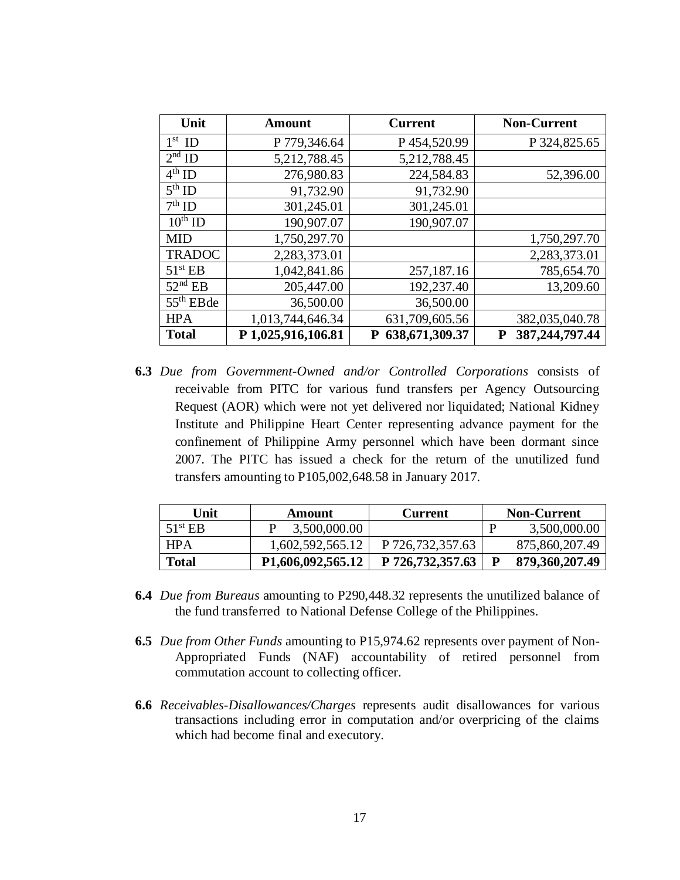| Unit | Amount | Current | Non-Current |
|---|---|---|---|
| 1st ID | P 779,346.64 | P 454,520.99 | P 324,825.65 |
| 2nd ID | 5,212,788.45 | 5,212,788.45 | |
| 4th ID | 276,980.83 | 224,584.83 | 52,396.00 |
| 5th ID | 91,732.90 | 91,732.90 | |
| 7th ID | 301,245.01 | 301,245.01 | |
| 10th ID | 190,907.07 | 190,907.07 | |
| MID | 1,750,297.70 | | 1,750,297.70 |
| TRADOC | 2,283,373.01 | | 2,283,373.01 |
| 51st EB | 1,042,841.86 | 257,187.16 | 785,654.70 |
| 52nd EB | 205,447.00 | 192,237.40 | 13,209.60 |
| 55th EBde | 36,500.00 | 36,500.00 | |
| HPA | 1,013,744,646.34 | 631,709,605.56 | 382,035,040.78 |
| **Total** | **P 1,025,916,106.81** | **P 638,671,309.37** | **P 387,244,797.44** |

**6.3** *Due from Government-Owned and/or Controlled Corporations* consists of receivable from PITC for various fund transfers per Agency Outsourcing Request (AOR) which were not yet delivered nor liquidated; National Kidney Institute and Philippine Heart Center representing advance payment for the confinement of Philippine Army personnel which have been dormant since 2007. The PITC has issued a check for the return of the unutilized fund transfers amounting to P105,002,648.58 in January 2017.

| Unit | Amount | Current | Non-Current |
|---|---|---|---|
| 51st EB | P 3,500,000.00 | | P 3,500,000.00 |
| HPA | 1,602,592,565.12 | P 726,732,357.63 | 875,860,207.49 |
| **Total** | **P1,606,092,565.12** | **P 726,732,357.63** | **P 879,360,207.49** |

**6.4** *Due from Bureaus* amounting to P290,448.32 represents the unutilized balance of the fund transferred to National Defense College of the Philippines.

**6.5** *Due from Other Funds* amounting to P15,974.62 represents over payment of Non-Appropriated Funds (NAF) accountability of retired personnel from commutation account to collecting officer.

**6.6** *Receivables-Disallowances/Charges* represents audit disallowances for various transactions including error in computation and/or overpricing of the claims which had become final and executory.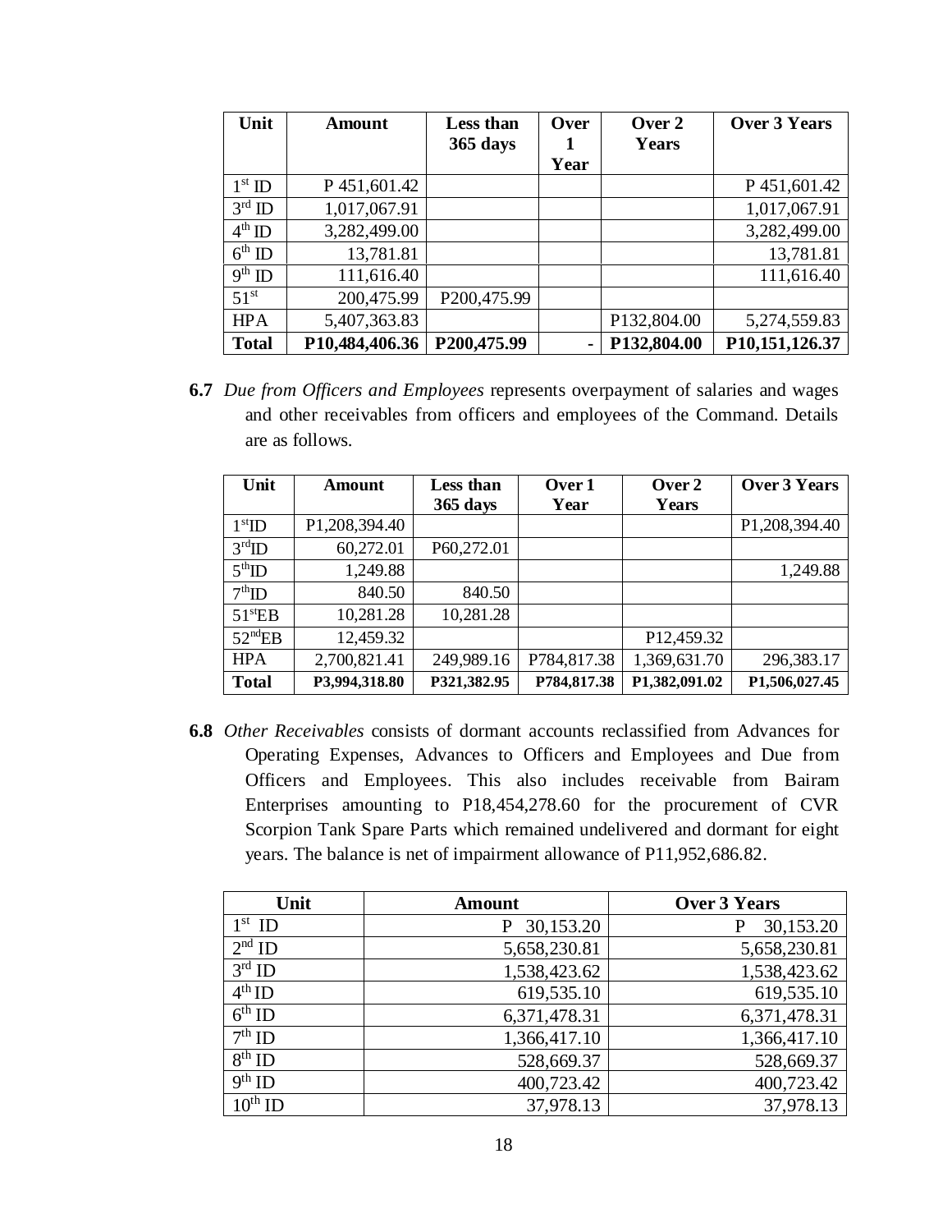| Unit | Amount | Less than 365 days | Over 1 Year | Over 2 Years | Over 3 Years |
|---|---|---|---|---|---|
| 1st ID | P 451,601.42 | | | | P 451,601.42 |
| 3rd ID | 1,017,067.91 | | | | 1,017,067.91 |
| 4th ID | 3,282,499.00 | | | | 3,282,499.00 |
| 6th ID | 13,781.81 | | | | 13,781.81 |
| 9th ID | 111,616.40 | | | | 111,616.40 |
| 51st | 200,475.99 | P200,475.99 | | | |
| HPA | 5,407,363.83 | | | P132,804.00 | 5,274,559.83 |
| **Total** | **P10,484,406.36** | **P200,475.99** | **-** | **P132,804.00** | **P10,151,126.37** |

**6.7** *Due from Officers and Employees* represents overpayment of salaries and wages and other receivables from officers and employees of the Command. Details are as follows.

| Unit | Amount | Less than 365 days | Over 1 Year | Over 2 Years | Over 3 Years |
|---|---|---|---|---|---|
| 1stID | P1,208,394.40 | | | | P1,208,394.40 |
| 3rdID | 60,272.01 | P60,272.01 | | | |
| 5thID | 1,249.88 | | | | 1,249.88 |
| 7thID | 840.50 | 840.50 | | | |
| 51stEB | 10,281.28 | 10,281.28 | | | |
| 52ndEB | 12,459.32 | | | P12,459.32 | |
| HPA | 2,700,821.41 | 249,989.16 | P784,817.38 | 1,369,631.70 | 296,383.17 |
| **Total** | **P3,994,318.80** | **P321,382.95** | **P784,817.38** | **P1,382,091.02** | **P1,506,027.45** |

**6.8** *Other Receivables* consists of dormant accounts reclassified from Advances for Operating Expenses, Advances to Officers and Employees and Due from Officers and Employees. This also includes receivable from Bairam Enterprises amounting to P18,454,278.60 for the procurement of CVR Scorpion Tank Spare Parts which remained undelivered and dormant for eight years. The balance is net of impairment allowance of P11,952,686.82.

| Unit | Amount | Over 3 Years |
|---|---|---|
| 1st ID | P 30,153.20 | P 30,153.20 |
| 2nd ID | 5,658,230.81 | 5,658,230.81 |
| 3rd ID | 1,538,423.62 | 1,538,423.62 |
| 4th ID | 619,535.10 | 619,535.10 |
| 6th ID | 6,371,478.31 | 6,371,478.31 |
| 7th ID | 1,366,417.10 | 1,366,417.10 |
| 8th ID | 528,669.37 | 528,669.37 |
| 9th ID | 400,723.42 | 400,723.42 |
| 10th ID | 37,978.13 | 37,978.13 |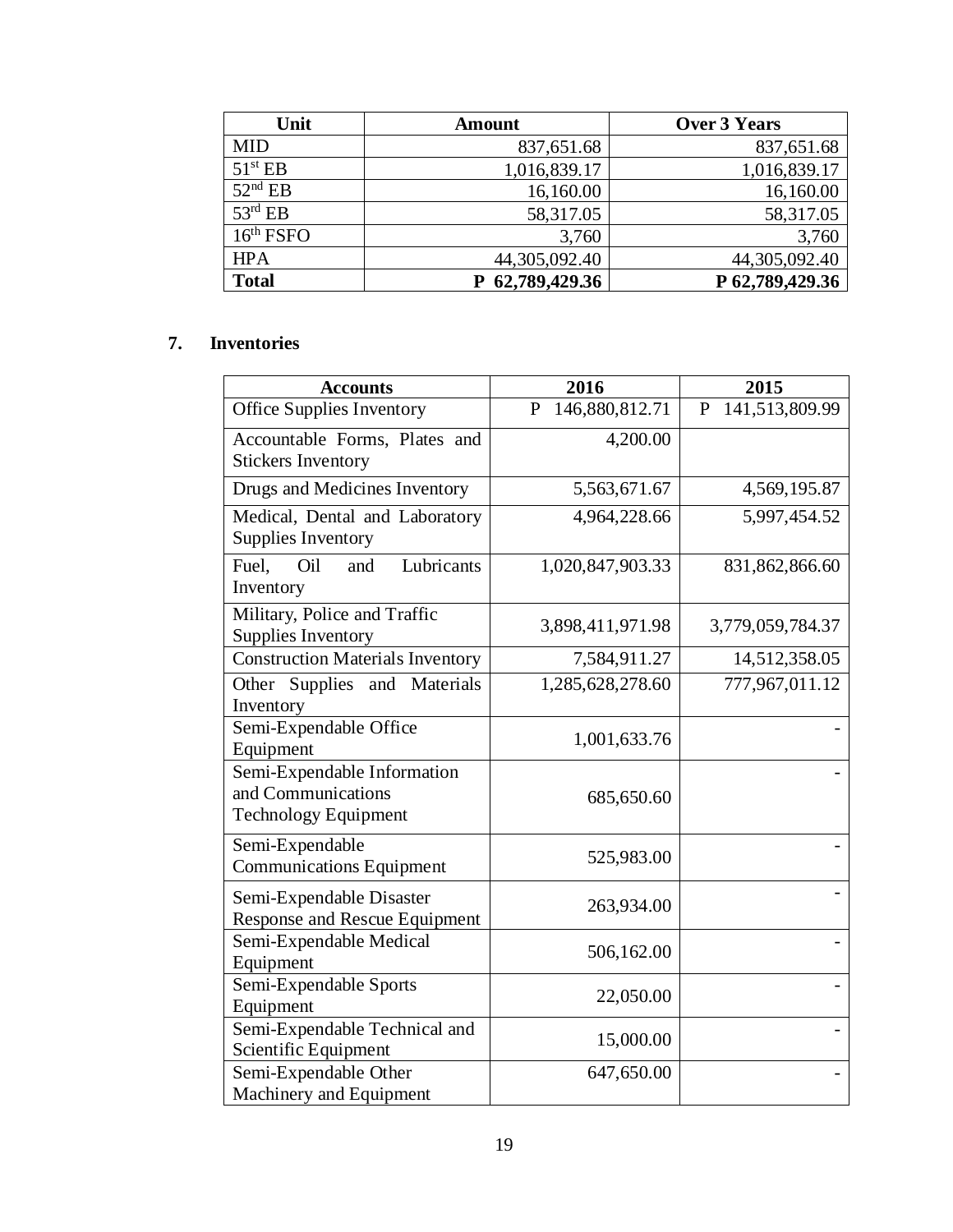| Unit | Amount | Over 3 Years |
|---|---|---|
| MID | 837,651.68 | 837,651.68 |
| 51st EB | 1,016,839.17 | 1,016,839.17 |
| 52nd EB | 16,160.00 | 16,160.00 |
| 53rd EB | 58,317.05 | 58,317.05 |
| 16th FSFO | 3,760 | 3,760 |
| HPA | 44,305,092.40 | 44,305,092.40 |
| **Total** | **P 62,789,429.36** | **P 62,789,429.36** |

## 7. Inventories

| Accounts | 2016 | 2015 |
|---|---|---|
| Office Supplies Inventory | P 146,880,812.71 | P 141,513,809.99 |
| Accountable Forms, Plates and Stickers Inventory | 4,200.00 | |
| Drugs and Medicines Inventory | 5,563,671.67 | 4,569,195.87 |
| Medical, Dental and Laboratory Supplies Inventory | 4,964,228.66 | 5,997,454.52 |
| Fuel, Oil and Lubricants Inventory | 1,020,847,903.33 | 831,862,866.60 |
| Military, Police and Traffic Supplies Inventory | 3,898,411,971.98 | 3,779,059,784.37 |
| Construction Materials Inventory | 7,584,911.27 | 14,512,358.05 |
| Other Supplies and Materials Inventory | 1,285,628,278.60 | 777,967,011.12 |
| Semi-Expendable Office Equipment | 1,001,633.76 | - |
| Semi-Expendable Information and Communications Technology Equipment | 685,650.60 | - |
| Semi-Expendable Communications Equipment | 525,983.00 | - |
| Semi-Expendable Disaster Response and Rescue Equipment | 263,934.00 | - |
| Semi-Expendable Medical Equipment | 506,162.00 | - |
| Semi-Expendable Sports Equipment | 22,050.00 | - |
| Semi-Expendable Technical and Scientific Equipment | 15,000.00 | - |
| Semi-Expendable Other Machinery and Equipment | 647,650.00 | - |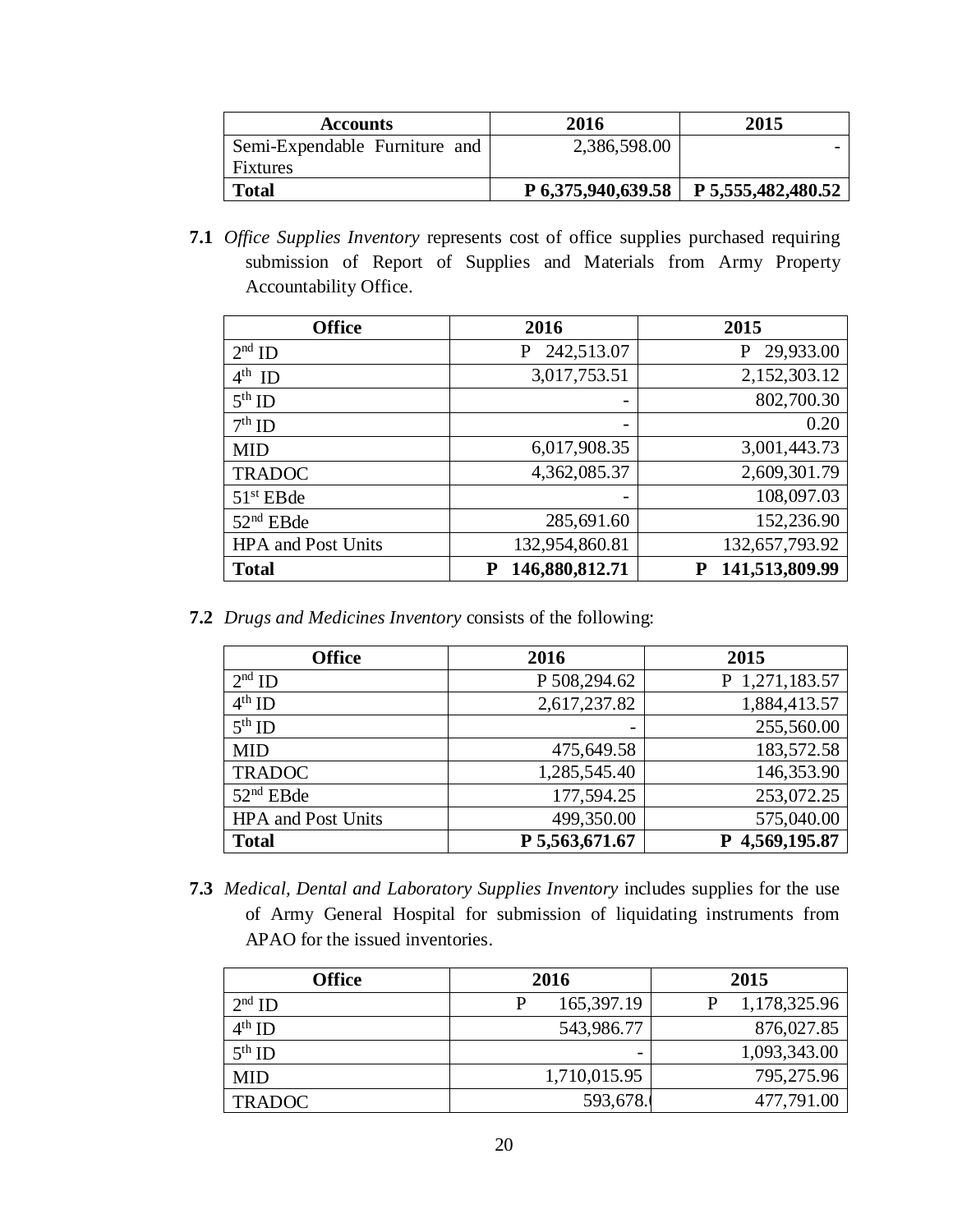| Accounts | 2016 | 2015 |
|---|---|---|
| Semi-Expendable Furniture and Fixtures | 2,386,598.00 | - |
| **Total** | **P 6,375,940,639.58** | **P 5,555,482,480.52** |

**7.1** *Office Supplies Inventory* represents cost of office supplies purchased requiring submission of Report of Supplies and Materials from Army Property Accountability Office.

| Office | 2016 | 2015 |
|---|---|---|
| 2nd ID | P 242,513.07 | P 29,933.00 |
| 4th ID | 3,017,753.51 | 2,152,303.12 |
| 5th ID | - | 802,700.30 |
| 7th ID | - | 0.20 |
| MID | 6,017,908.35 | 3,001,443.73 |
| TRADOC | 4,362,085.37 | 2,609,301.79 |
| 51st EBde | - | 108,097.03 |
| 52nd EBde | 285,691.60 | 152,236.90 |
| HPA and Post Units | 132,954,860.81 | 132,657,793.92 |
| **Total** | **P 146,880,812.71** | **P 141,513,809.99** |

**7.2** *Drugs and Medicines Inventory* consists of the following:

| Office | 2016 | 2015 |
|---|---|---|
| 2nd ID | P 508,294.62 | P 1,271,183.57 |
| 4th ID | 2,617,237.82 | 1,884,413.57 |
| 5th ID | - | 255,560.00 |
| MID | 475,649.58 | 183,572.58 |
| TRADOC | 1,285,545.40 | 146,353.90 |
| 52nd EBde | 177,594.25 | 253,072.25 |
| HPA and Post Units | 499,350.00 | 575,040.00 |
| **Total** | **P 5,563,671.67** | **P 4,569,195.87** |

**7.3** *Medical, Dental and Laboratory Supplies Inventory* includes supplies for the use of Army General Hospital for submission of liquidating instruments from APAO for the issued inventories.

| Office | 2016 | 2015 |
|---|---|---|
| 2nd ID | P 165,397.19 | P 1,178,325.96 |
| 4th ID | 543,986.77 | 876,027.85 |
| 5th ID | - | 1,093,343.00 |
| MID | 1,710,015.95 | 795,275.96 |
| TRADOC | 593,678.( | 477,791.00 |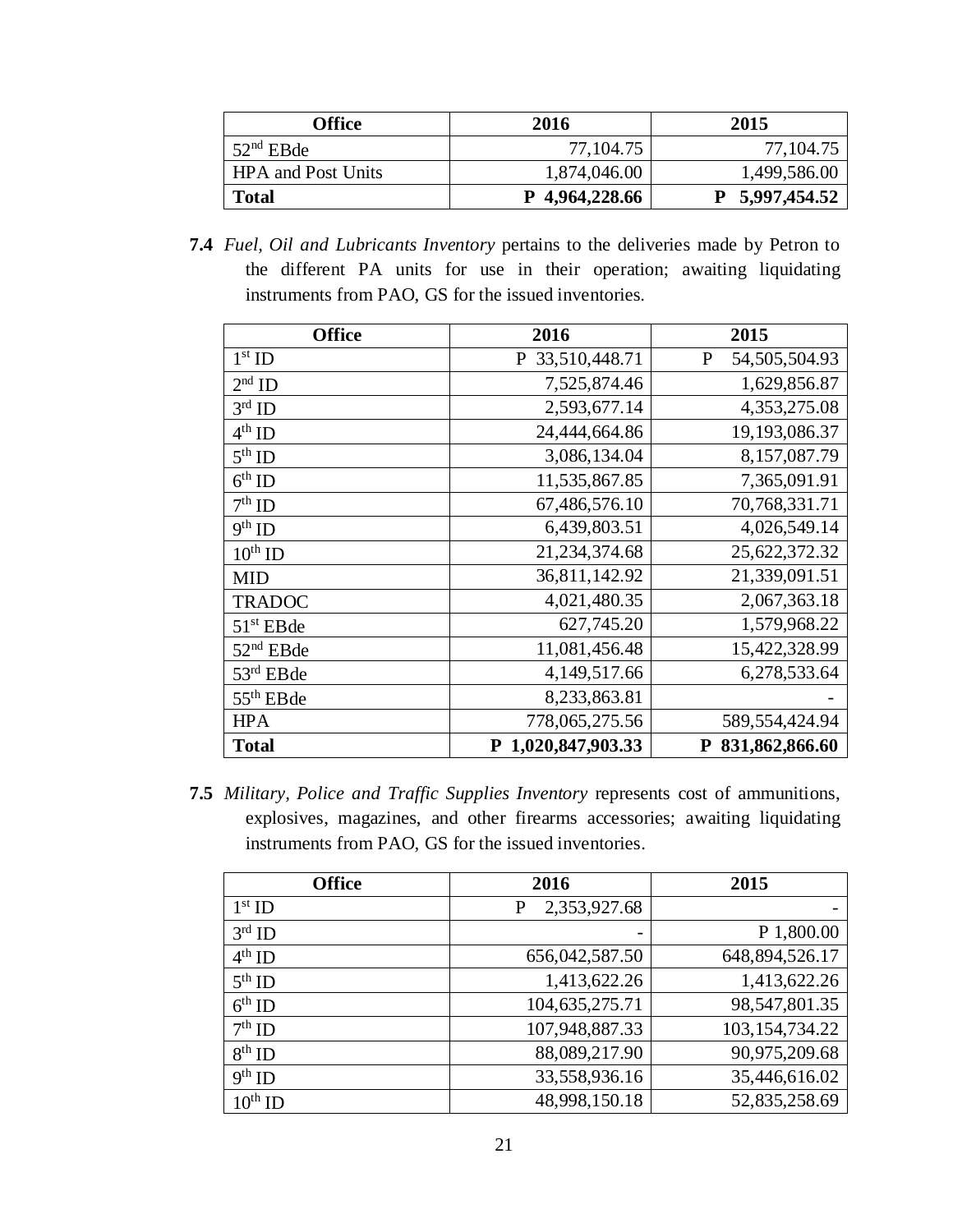| Office | 2016 | 2015 |
| --- | --- | --- |
| 52nd EBde | 77,104.75 | 77,104.75 |
| HPA and Post Units | 1,874,046.00 | 1,499,586.00 |
| **Total** | **P 4,964,228.66** | **P 5,997,454.52** |

**7.4** *Fuel, Oil and Lubricants Inventory* pertains to the deliveries made by Petron to the different PA units for use in their operation; awaiting liquidating instruments from PAO, GS for the issued inventories.

| Office | 2016 | 2015 |
| --- | --- | --- |
| 1st ID | P 33,510,448.71 | P 54,505,504.93 |
| 2nd ID | 7,525,874.46 | 1,629,856.87 |
| 3rd ID | 2,593,677.14 | 4,353,275.08 |
| 4th ID | 24,444,664.86 | 19,193,086.37 |
| 5th ID | 3,086,134.04 | 8,157,087.79 |
| 6th ID | 11,535,867.85 | 7,365,091.91 |
| 7th ID | 67,486,576.10 | 70,768,331.71 |
| 9th ID | 6,439,803.51 | 4,026,549.14 |
| 10th ID | 21,234,374.68 | 25,622,372.32 |
| MID | 36,811,142.92 | 21,339,091.51 |
| TRADOC | 4,021,480.35 | 2,067,363.18 |
| 51st EBde | 627,745.20 | 1,579,968.22 |
| 52nd EBde | 11,081,456.48 | 15,422,328.99 |
| 53rd EBde | 4,149,517.66 | 6,278,533.64 |
| 55th EBde | 8,233,863.81 | - |
| HPA | 778,065,275.56 | 589,554,424.94 |
| **Total** | **P 1,020,847,903.33** | **P 831,862,866.60** |

**7.5** *Military, Police and Traffic Supplies Inventory* represents cost of ammunitions, explosives, magazines, and other firearms accessories; awaiting liquidating instruments from PAO, GS for the issued inventories.

| Office | 2016 | 2015 |
| --- | --- | --- |
| 1st ID | P 2,353,927.68 | - |
| 3rd ID | - | P 1,800.00 |
| 4th ID | 656,042,587.50 | 648,894,526.17 |
| 5th ID | 1,413,622.26 | 1,413,622.26 |
| 6th ID | 104,635,275.71 | 98,547,801.35 |
| 7th ID | 107,948,887.33 | 103,154,734.22 |
| 8th ID | 88,089,217.90 | 90,975,209.68 |
| 9th ID | 33,558,936.16 | 35,446,616.02 |
| 10th ID | 48,998,150.18 | 52,835,258.69 |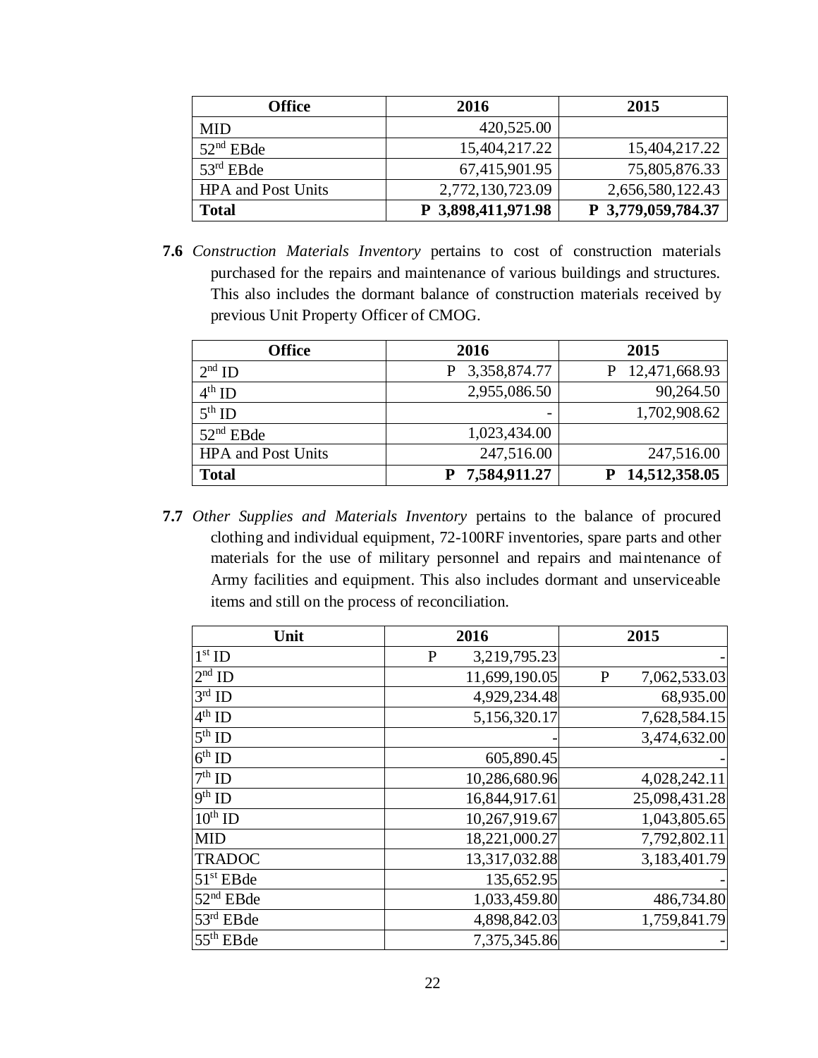| Office | 2016 | 2015 |
| --- | --- | --- |
| MID | 420,525.00 | |
| 52nd EBde | 15,404,217.22 | 15,404,217.22 |
| 53rd EBde | 67,415,901.95 | 75,805,876.33 |
| HPA and Post Units | 2,772,130,723.09 | 2,656,580,122.43 |
| **Total** | **P 3,898,411,971.98** | **P 3,779,059,784.37** |

**7.6** *Construction Materials Inventory* pertains to cost of construction materials purchased for the repairs and maintenance of various buildings and structures. This also includes the dormant balance of construction materials received by previous Unit Property Officer of CMOG.

| Office | 2016 | 2015 |
| --- | --- | --- |
| 2nd ID | P 3,358,874.77 | P 12,471,668.93 |
| 4th ID | 2,955,086.50 | 90,264.50 |
| 5th ID | - | 1,702,908.62 |
| 52nd EBde | 1,023,434.00 | |
| HPA and Post Units | 247,516.00 | 247,516.00 |
| **Total** | **P 7,584,911.27** | **P 14,512,358.05** |

**7.7** *Other Supplies and Materials Inventory* pertains to the balance of procured clothing and individual equipment, 72-100RF inventories, spare parts and other materials for the use of military personnel and repairs and maintenance of Army facilities and equipment. This also includes dormant and unserviceable items and still on the process of reconciliation.

| Unit | 2016 | 2015 |
| --- | --- | --- |
| 1st ID | P 3,219,795.23 | - |
| 2nd ID | 11,699,190.05 | P 7,062,533.03 |
| 3rd ID | 4,929,234.48 | 68,935.00 |
| 4th ID | 5,156,320.17 | 7,628,584.15 |
| 5th ID | - | 3,474,632.00 |
| 6th ID | 605,890.45 | - |
| 7th ID | 10,286,680.96 | 4,028,242.11 |
| 9th ID | 16,844,917.61 | 25,098,431.28 |
| 10th ID | 10,267,919.67 | 1,043,805.65 |
| MID | 18,221,000.27 | 7,792,802.11 |
| TRADOC | 13,317,032.88 | 3,183,401.79 |
| 51st EBde | 135,652.95 | - |
| 52nd EBde | 1,033,459.80 | 486,734.80 |
| 53rd EBde | 4,898,842.03 | 1,759,841.79 |
| 55th EBde | 7,375,345.86 | - |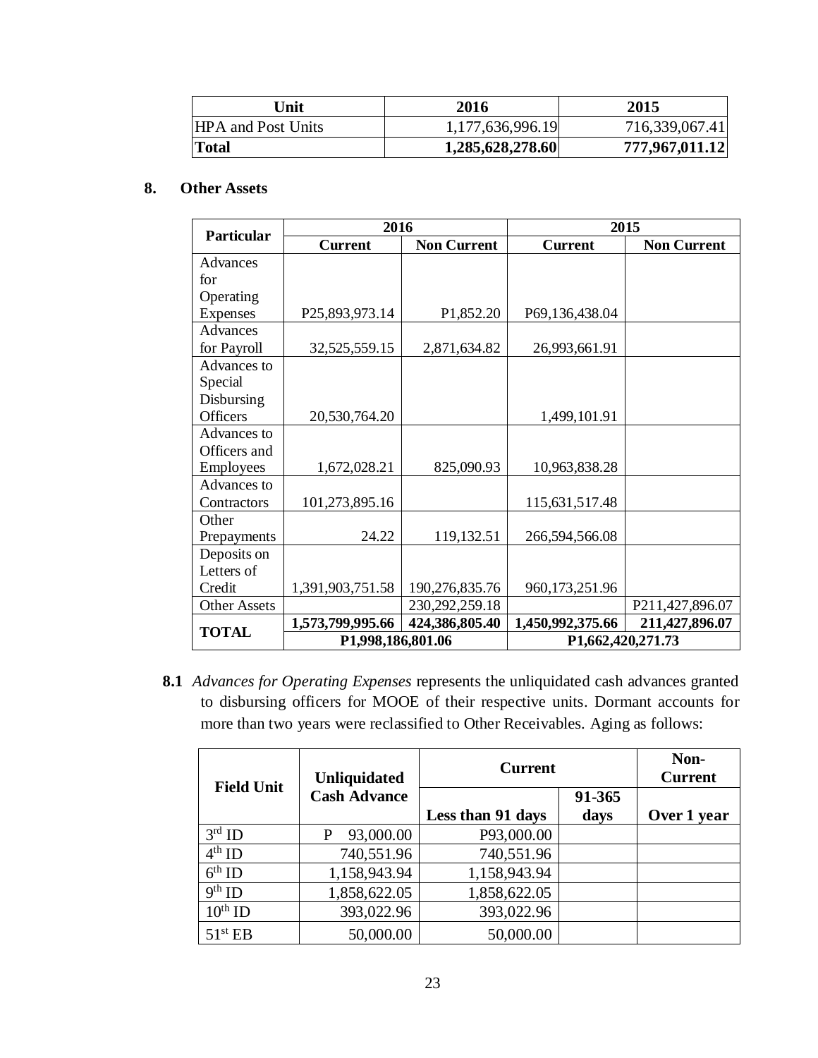| Unit | 2016 | 2015 |
|---|---|---|
| HPA and Post Units | 1,177,636,996.19 | 716,339,067.41 |
| **Total** | **1,285,628,278.60** | **777,967,011.12** |

## 8. Other Assets

| Particular | 2016 | | 2015 | |
|---|---|---|---|---|
| | Current | Non Current | Current | Non Current |
| Advances for Operating Expenses | P25,893,973.14 | P1,852.20 | P69,136,438.04 | |
| Advances for Payroll | 32,525,559.15 | 2,871,634.82 | 26,993,661.91 | |
| Advances to Special Disbursing Officers | 20,530,764.20 | | 1,499,101.91 | |
| Advances to Officers and Employees | 1,672,028.21 | 825,090.93 | 10,963,838.28 | |
| Advances to Contractors | 101,273,895.16 | | 115,631,517.48 | |
| Other Prepayments | 24.22 | 119,132.51 | 266,594,566.08 | |
| Deposits on Letters of Credit | 1,391,903,751.58 | 190,276,835.76 | 960,173,251.96 | |
| Other Assets | | 230,292,259.18 | | P211,427,896.07 |
| **TOTAL** | **1,573,799,995.66** | **424,386,805.40** | **1,450,992,375.66** | **211,427,896.07** |
| | **P1,998,186,801.06** | | **P1,662,420,271.73** | |

**8.1** *Advances for Operating Expenses* represents the unliquidated cash advances granted to disbursing officers for MOOE of their respective units. Dormant accounts for more than two years were reclassified to Other Receivables. Aging as follows:

| Field Unit | Unliquidated Cash Advance | Current | | Non-Current |
|---|---|---|---|---|
| | | Less than 91 days | 91-365 days | Over 1 year |
| 3rd ID | P 93,000.00 | P93,000.00 | | |
| 4th ID | 740,551.96 | 740,551.96 | | |
| 6th ID | 1,158,943.94 | 1,158,943.94 | | |
| 9th ID | 1,858,622.05 | 1,858,622.05 | | |
| 10th ID | 393,022.96 | 393,022.96 | | |
| 51st EB | 50,000.00 | 50,000.00 | | |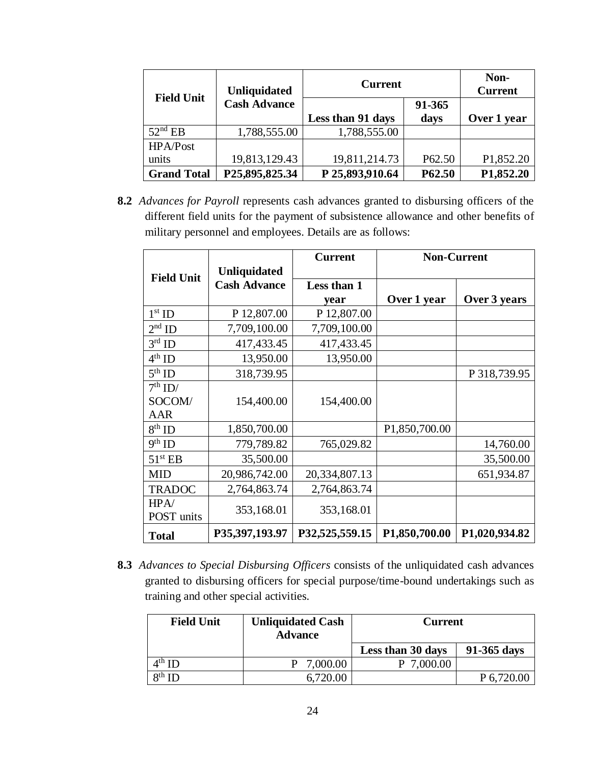| Field Unit | Unliquidated Cash Advance | Current | | Non-Current |
|---|---|---|---|---|
| | | Less than 91 days | 91-365 days | Over 1 year |
| 52nd EB | 1,788,555.00 | 1,788,555.00 | | |
| HPA/Post units | 19,813,129.43 | 19,811,214.73 | P62.50 | P1,852.20 |
| **Grand Total** | **P25,895,825.34** | **P 25,893,910.64** | **P62.50** | **P1,852.20** |

**8.2** *Advances for Payroll* represents cash advances granted to disbursing officers of the different field units for the payment of subsistence allowance and other benefits of military personnel and employees. Details are as follows:

| Field Unit | Unliquidated Cash Advance | Current | Non-Current | |
|---|---|---|---|---|
| | | Less than 1 year | Over 1 year | Over 3 years |
| 1st ID | P 12,807.00 | P 12,807.00 | | |
| 2nd ID | 7,709,100.00 | 7,709,100.00 | | |
| 3rd ID | 417,433.45 | 417,433.45 | | |
| 4th ID | 13,950.00 | 13,950.00 | | |
| 5th ID | 318,739.95 | | | P 318,739.95 |
| 7th ID/ SOCOM/ AAR | 154,400.00 | 154,400.00 | | |
| 8th ID | 1,850,700.00 | | P1,850,700.00 | |
| 9th ID | 779,789.82 | 765,029.82 | | 14,760.00 |
| 51st EB | 35,500.00 | | | 35,500.00 |
| MID | 20,986,742.00 | 20,334,807.13 | | 651,934.87 |
| TRADOC | 2,764,863.74 | 2,764,863.74 | | |
| HPA/ POST units | 353,168.01 | 353,168.01 | | |
| **Total** | **P35,397,193.97** | **P32,525,559.15** | **P1,850,700.00** | **P1,020,934.82** |

**8.3** *Advances to Special Disbursing Officers* consists of the unliquidated cash advances granted to disbursing officers for special purpose/time-bound undertakings such as training and other special activities.

| Field Unit | Unliquidated Cash Advance | Current | |
|---|---|---|---|
| | | Less than 30 days | 91-365 days |
| 4th ID | P 7,000.00 | P 7,000.00 | |
| 8th ID | 6,720.00 | | P 6,720.00 |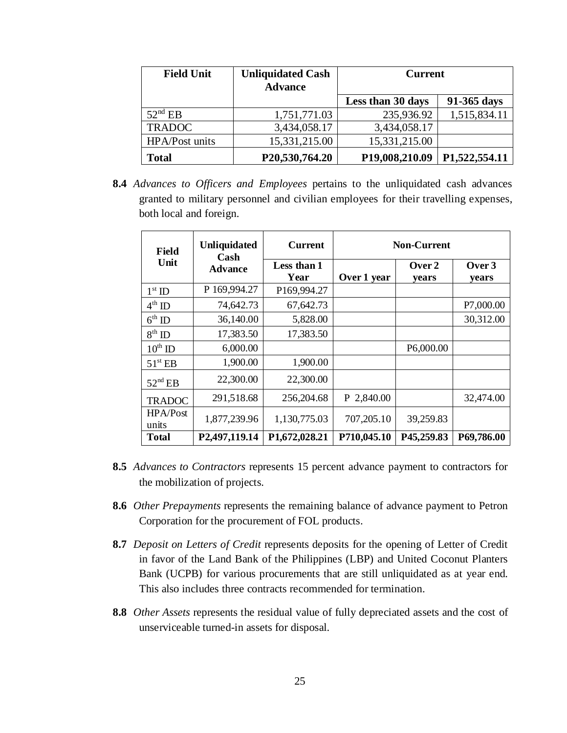| Field Unit | Unliquidated Cash Advance | Current | |
|---|---|---|---|
| | | Less than 30 days | 91-365 days |
| 52nd EB | 1,751,771.03 | 235,936.92 | 1,515,834.11 |
| TRADOC | 3,434,058.17 | 3,434,058.17 | |
| HPA/Post units | 15,331,215.00 | 15,331,215.00 | |
| **Total** | **P20,530,764.20** | **P19,008,210.09** | **P1,522,554.11** |

**8.4** *Advances to Officers and Employees* pertains to the unliquidated cash advances granted to military personnel and civilian employees for their travelling expenses, both local and foreign.

| Field Unit | Unliquidated Cash Advance | Current | Non-Current | | |
|---|---|---|---|---|---|
| | | Less than 1 Year | Over 1 year | Over 2 years | Over 3 years |
| 1st ID | P 169,994.27 | P169,994.27 | | | |
| 4th ID | 74,642.73 | 67,642.73 | | | P7,000.00 |
| 6th ID | 36,140.00 | 5,828.00 | | | 30,312.00 |
| 8th ID | 17,383.50 | 17,383.50 | | | |
| 10th ID | 6,000.00 | | | P6,000.00 | |
| 51st EB | 1,900.00 | 1,900.00 | | | |
| 52nd EB | 22,300.00 | 22,300.00 | | | |
| TRADOC | 291,518.68 | 256,204.68 | P 2,840.00 | | 32,474.00 |
| HPA/Post units | 1,877,239.96 | 1,130,775.03 | 707,205.10 | 39,259.83 | |
| **Total** | **P2,497,119.14** | **P1,672,028.21** | **P710,045.10** | **P45,259.83** | **P69,786.00** |

**8.5** *Advances to Contractors* represents 15 percent advance payment to contractors for the mobilization of projects.

**8.6** *Other Prepayments* represents the remaining balance of advance payment to Petron Corporation for the procurement of FOL products.

**8.7** *Deposit on Letters of Credit* represents deposits for the opening of Letter of Credit in favor of the Land Bank of the Philippines (LBP) and United Coconut Planters Bank (UCPB) for various procurements that are still unliquidated as at year end. This also includes three contracts recommended for termination.

**8.8** *Other Assets* represents the residual value of fully depreciated assets and the cost of unserviceable turned-in assets for disposal.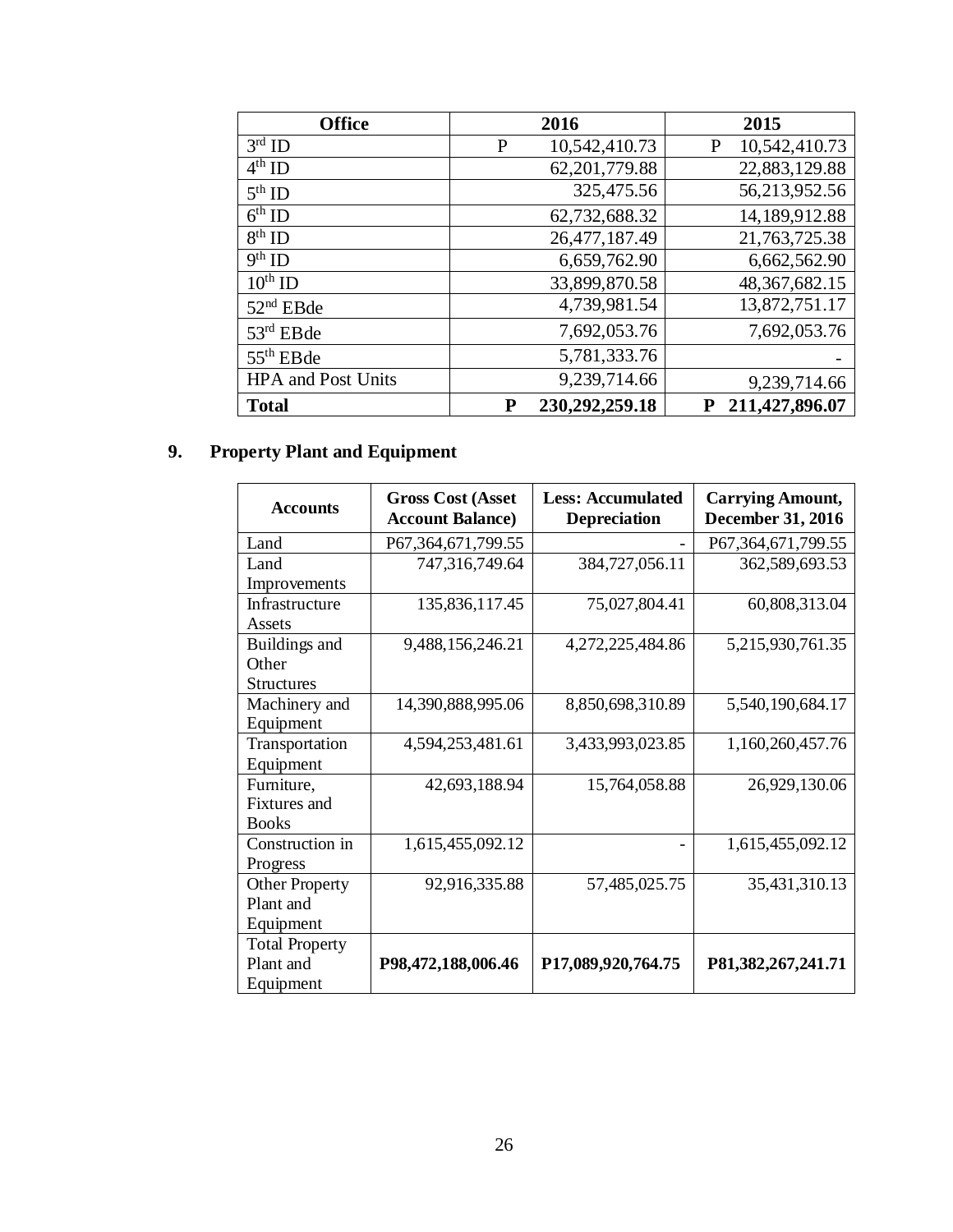| Office | 2016 | 2015 |
|---|---|---|
| 3rd ID | P 10,542,410.73 | P 10,542,410.73 |
| 4th ID | 62,201,779.88 | 22,883,129.88 |
| 5th ID | 325,475.56 | 56,213,952.56 |
| 6th ID | 62,732,688.32 | 14,189,912.88 |
| 8th ID | 26,477,187.49 | 21,763,725.38 |
| 9th ID | 6,659,762.90 | 6,662,562.90 |
| 10th ID | 33,899,870.58 | 48,367,682.15 |
| 52nd EBde | 4,739,981.54 | 13,872,751.17 |
| 53rd EBde | 7,692,053.76 | 7,692,053.76 |
| 55th EBde | 5,781,333.76 | - |
| HPA and Post Units | 9,239,714.66 | 9,239,714.66 |
| **Total** | **P 230,292,259.18** | **P 211,427,896.07** |

## 9. Property Plant and Equipment

| Accounts | Gross Cost (Asset Account Balance) | Less: Accumulated Depreciation | Carrying Amount, December 31, 2016 |
|---|---|---|---|
| Land | P67,364,671,799.55 | - | P67,364,671,799.55 |
| Land Improvements | 747,316,749.64 | 384,727,056.11 | 362,589,693.53 |
| Infrastructure Assets | 135,836,117.45 | 75,027,804.41 | 60,808,313.04 |
| Buildings and Other Structures | 9,488,156,246.21 | 4,272,225,484.86 | 5,215,930,761.35 |
| Machinery and Equipment | 14,390,888,995.06 | 8,850,698,310.89 | 5,540,190,684.17 |
| Transportation Equipment | 4,594,253,481.61 | 3,433,993,023.85 | 1,160,260,457.76 |
| Furniture, Fixtures and Books | 42,693,188.94 | 15,764,058.88 | 26,929,130.06 |
| Construction in Progress | 1,615,455,092.12 | - | 1,615,455,092.12 |
| Other Property Plant and Equipment | 92,916,335.88 | 57,485,025.75 | 35,431,310.13 |
| Total Property Plant and Equipment | **P98,472,188,006.46** | **P17,089,920,764.75** | **P81,382,267,241.71** |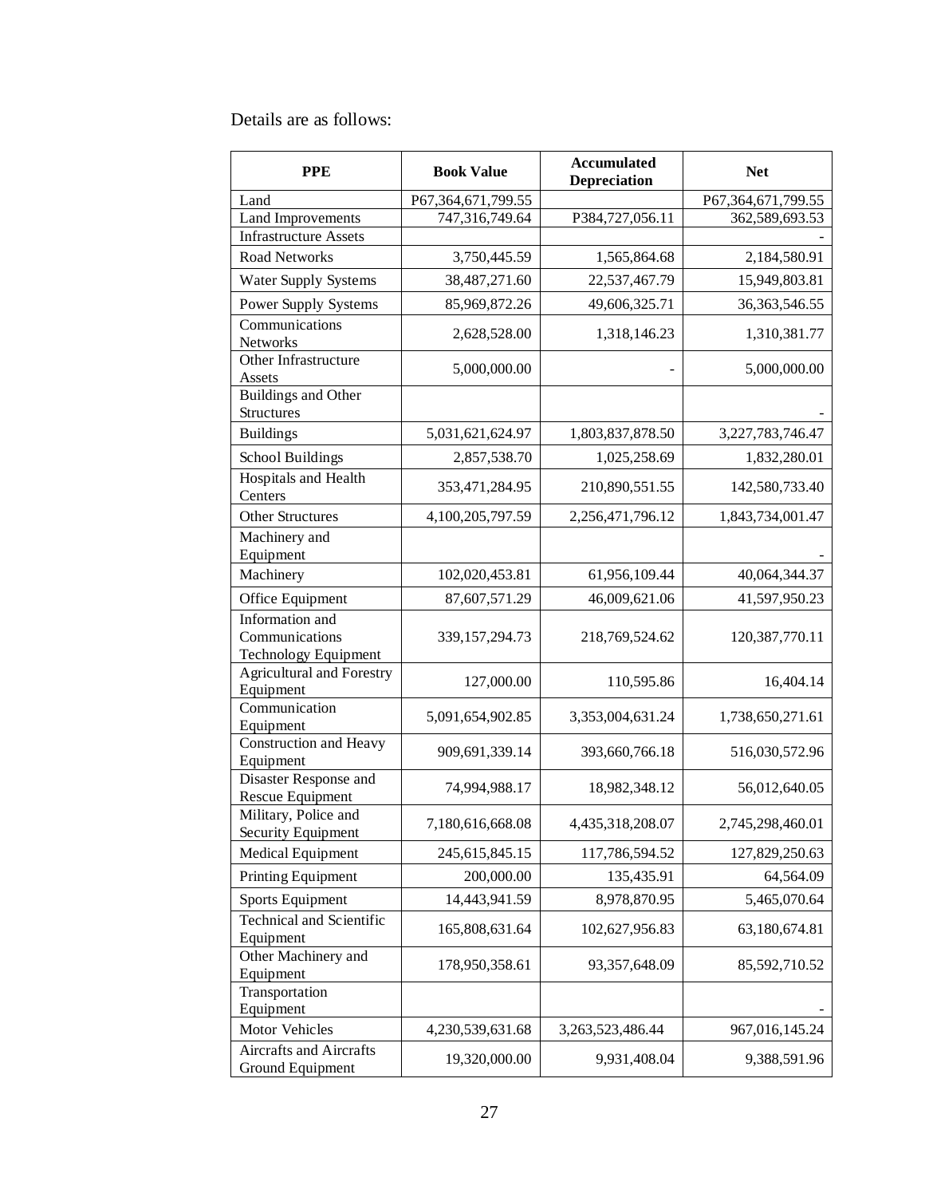Details are as follows:

| PPE | Book Value | Accumulated Depreciation | Net |
|---|---|---|---|
| Land | P67,364,671,799.55 | | P67,364,671,799.55 |
| Land Improvements | 747,316,749.64 | P384,727,056.11 | 362,589,693.53 |
| Infrastructure Assets | | | - |
| Road Networks | 3,750,445.59 | 1,565,864.68 | 2,184,580.91 |
| Water Supply Systems | 38,487,271.60 | 22,537,467.79 | 15,949,803.81 |
| Power Supply Systems | 85,969,872.26 | 49,606,325.71 | 36,363,546.55 |
| Communications Networks | 2,628,528.00 | 1,318,146.23 | 1,310,381.77 |
| Other Infrastructure Assets | 5,000,000.00 | - | 5,000,000.00 |
| Buildings and Other Structures | | | - |
| Buildings | 5,031,621,624.97 | 1,803,837,878.50 | 3,227,783,746.47 |
| School Buildings | 2,857,538.70 | 1,025,258.69 | 1,832,280.01 |
| Hospitals and Health Centers | 353,471,284.95 | 210,890,551.55 | 142,580,733.40 |
| Other Structures | 4,100,205,797.59 | 2,256,471,796.12 | 1,843,734,001.47 |
| Machinery and Equipment | | | - |
| Machinery | 102,020,453.81 | 61,956,109.44 | 40,064,344.37 |
| Office Equipment | 87,607,571.29 | 46,009,621.06 | 41,597,950.23 |
| Information and Communications Technology Equipment | 339,157,294.73 | 218,769,524.62 | 120,387,770.11 |
| Agricultural and Forestry Equipment | 127,000.00 | 110,595.86 | 16,404.14 |
| Communication Equipment | 5,091,654,902.85 | 3,353,004,631.24 | 1,738,650,271.61 |
| Construction and Heavy Equipment | 909,691,339.14 | 393,660,766.18 | 516,030,572.96 |
| Disaster Response and Rescue Equipment | 74,994,988.17 | 18,982,348.12 | 56,012,640.05 |
| Military, Police and Security Equipment | 7,180,616,668.08 | 4,435,318,208.07 | 2,745,298,460.01 |
| Medical Equipment | 245,615,845.15 | 117,786,594.52 | 127,829,250.63 |
| Printing Equipment | 200,000.00 | 135,435.91 | 64,564.09 |
| Sports Equipment | 14,443,941.59 | 8,978,870.95 | 5,465,070.64 |
| Technical and Scientific Equipment | 165,808,631.64 | 102,627,956.83 | 63,180,674.81 |
| Other Machinery and Equipment | 178,950,358.61 | 93,357,648.09 | 85,592,710.52 |
| Transportation Equipment | | | - |
| Motor Vehicles | 4,230,539,631.68 | 3,263,523,486.44 | 967,016,145.24 |
| Aircrafts and Aircrafts Ground Equipment | 19,320,000.00 | 9,931,408.04 | 9,388,591.96 |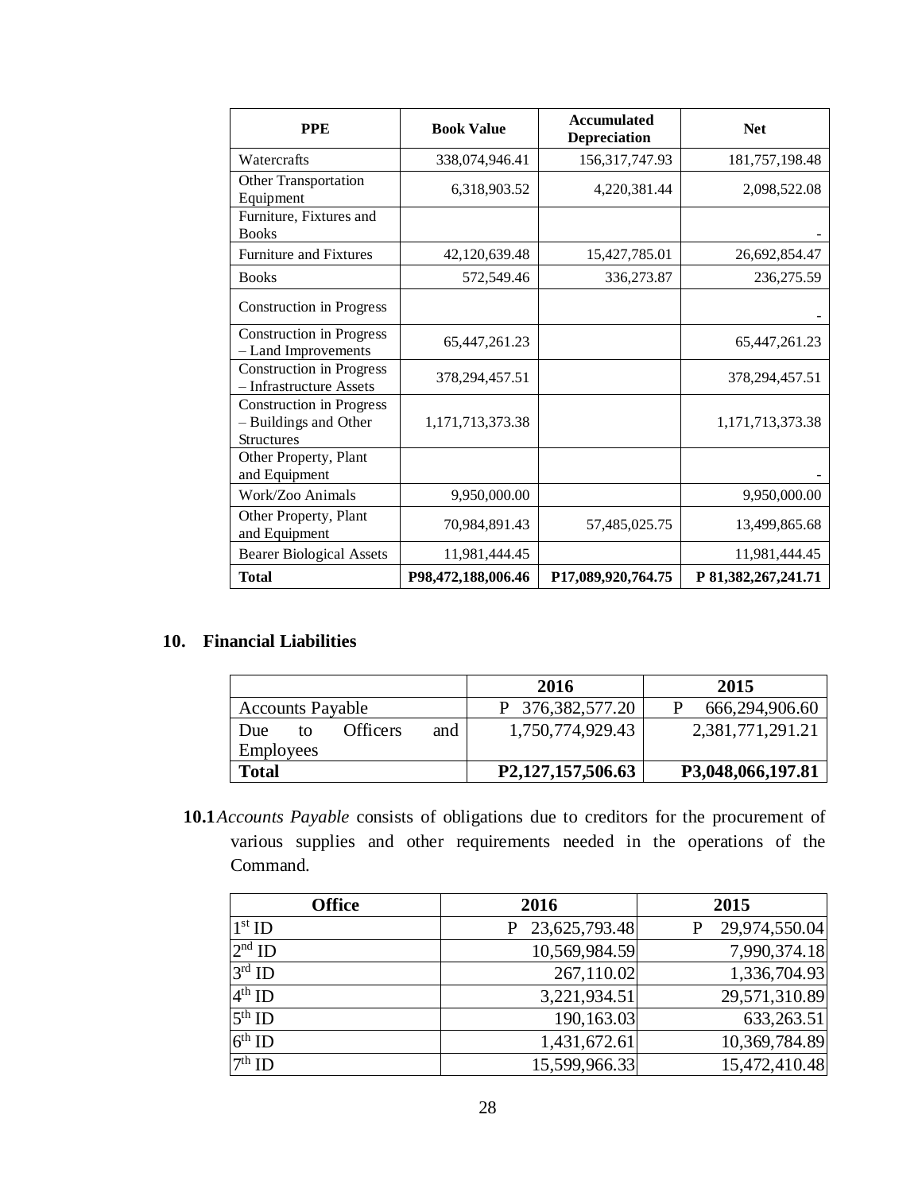| PPE | Book Value | Accumulated Depreciation | Net |
|---|---|---|---|
| Watercrafts | 338,074,946.41 | 156,317,747.93 | 181,757,198.48 |
| Other Transportation Equipment | 6,318,903.52 | 4,220,381.44 | 2,098,522.08 |
| Furniture, Fixtures and Books | | | - |
| Furniture and Fixtures | 42,120,639.48 | 15,427,785.01 | 26,692,854.47 |
| Books | 572,549.46 | 336,273.87 | 236,275.59 |
| Construction in Progress | | | - |
| Construction in Progress – Land Improvements | 65,447,261.23 | | 65,447,261.23 |
| Construction in Progress – Infrastructure Assets | 378,294,457.51 | | 378,294,457.51 |
| Construction in Progress – Buildings and Other Structures | 1,171,713,373.38 | | 1,171,713,373.38 |
| Other Property, Plant and Equipment | | | - |
| Work/Zoo Animals | 9,950,000.00 | | 9,950,000.00 |
| Other Property, Plant and Equipment | 70,984,891.43 | 57,485,025.75 | 13,499,865.68 |
| Bearer Biological Assets | 11,981,444.45 | | 11,981,444.45 |
| **Total** | **P98,472,188,006.46** | **P17,089,920,764.75** | **P 81,382,267,241.71** |

## 10. Financial Liabilities

| | 2016 | 2015 |
|---|---|---|
| Accounts Payable | P 376,382,577.20 | P 666,294,906.60 |
| Due to Officers and Employees | 1,750,774,929.43 | 2,381,771,291.21 |
| **Total** | **P2,127,157,506.63** | **P3,048,066,197.81** |

**10.1** *Accounts Payable* consists of obligations due to creditors for the procurement of various supplies and other requirements needed in the operations of the Command.

| Office | 2016 | 2015 |
|---|---|---|
| 1st ID | P 23,625,793.48 | P 29,974,550.04 |
| 2nd ID | 10,569,984.59 | 7,990,374.18 |
| 3rd ID | 267,110.02 | 1,336,704.93 |
| 4th ID | 3,221,934.51 | 29,571,310.89 |
| 5th ID | 190,163.03 | 633,263.51 |
| 6th ID | 1,431,672.61 | 10,369,784.89 |
| 7th ID | 15,599,966.33 | 15,472,410.48 |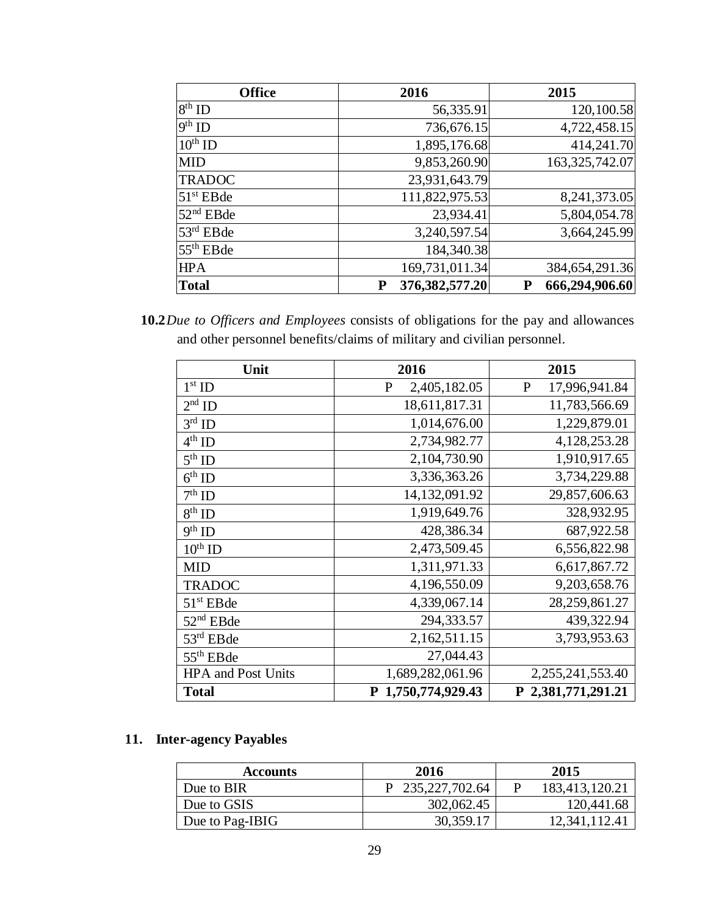| Office | 2016 | 2015 |
|---|---|---|
| 8th ID | 56,335.91 | 120,100.58 |
| 9th ID | 736,676.15 | 4,722,458.15 |
| 10th ID | 1,895,176.68 | 414,241.70 |
| MID | 9,853,260.90 | 163,325,742.07 |
| TRADOC | 23,931,643.79 | |
| 51st EBde | 111,822,975.53 | 8,241,373.05 |
| 52nd EBde | 23,934.41 | 5,804,054.78 |
| 53rd EBde | 3,240,597.54 | 3,664,245.99 |
| 55th EBde | 184,340.38 | |
| HPA | 169,731,011.34 | 384,654,291.36 |
| **Total** | **P 376,382,577.20** | **P 666,294,906.60** |

**10.2** *Due to Officers and Employees* consists of obligations for the pay and allowances and other personnel benefits/claims of military and civilian personnel.

| Unit | 2016 | 2015 |
|---|---|---|
| 1st ID | P 2,405,182.05 | P 17,996,941.84 |
| 2nd ID | 18,611,817.31 | 11,783,566.69 |
| 3rd ID | 1,014,676.00 | 1,229,879.01 |
| 4th ID | 2,734,982.77 | 4,128,253.28 |
| 5th ID | 2,104,730.90 | 1,910,917.65 |
| 6th ID | 3,336,363.26 | 3,734,229.88 |
| 7th ID | 14,132,091.92 | 29,857,606.63 |
| 8th ID | 1,919,649.76 | 328,932.95 |
| 9th ID | 428,386.34 | 687,922.58 |
| 10th ID | 2,473,509.45 | 6,556,822.98 |
| MID | 1,311,971.33 | 6,617,867.72 |
| TRADOC | 4,196,550.09 | 9,203,658.76 |
| 51st EBde | 4,339,067.14 | 28,259,861.27 |
| 52nd EBde | 294,333.57 | 439,322.94 |
| 53rd EBde | 2,162,511.15 | 3,793,953.63 |
| 55th EBde | 27,044.43 | |
| HPA and Post Units | 1,689,282,061.96 | 2,255,241,553.40 |
| **Total** | **P 1,750,774,929.43** | **P 2,381,771,291.21** |

## 11. Inter-agency Payables

| Accounts | 2016 | 2015 |
|---|---|---|
| Due to BIR | P 235,227,702.64 | P 183,413,120.21 |
| Due to GSIS | 302,062.45 | 120,441.68 |
| Due to Pag-IBIG | 30,359.17 | 12,341,112.41 |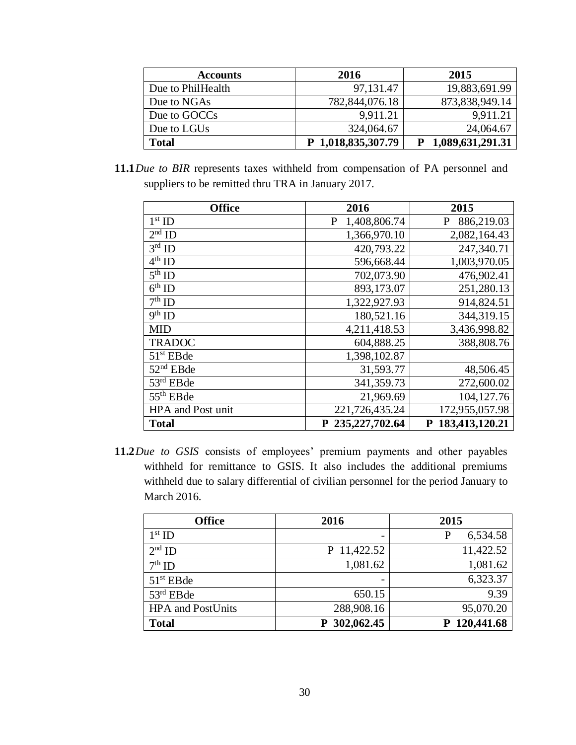| Accounts | 2016 | 2015 |
|---|---|---|
| Due to PhilHealth | 97,131.47 | 19,883,691.99 |
| Due to NGAs | 782,844,076.18 | 873,838,949.14 |
| Due to GOCCs | 9,911.21 | 9,911.21 |
| Due to LGUs | 324,064.67 | 24,064.67 |
| **Total** | **P 1,018,835,307.79** | **P 1,089,631,291.31** |

**11.1** *Due to BIR* represents taxes withheld from compensation of PA personnel and suppliers to be remitted thru TRA in January 2017.

| Office | 2016 | 2015 |
|---|---|---|
| 1st ID | P 1,408,806.74 | P 886,219.03 |
| 2nd ID | 1,366,970.10 | 2,082,164.43 |
| 3rd ID | 420,793.22 | 247,340.71 |
| 4th ID | 596,668.44 | 1,003,970.05 |
| 5th ID | 702,073.90 | 476,902.41 |
| 6th ID | 893,173.07 | 251,280.13 |
| 7th ID | 1,322,927.93 | 914,824.51 |
| 9th ID | 180,521.16 | 344,319.15 |
| MID | 4,211,418.53 | 3,436,998.82 |
| TRADOC | 604,888.25 | 388,808.76 |
| 51st EBde | 1,398,102.87 | |
| 52nd EBde | 31,593.77 | 48,506.45 |
| 53rd EBde | 341,359.73 | 272,600.02 |
| 55th EBde | 21,969.69 | 104,127.76 |
| HPA and Post unit | 221,726,435.24 | 172,955,057.98 |
| **Total** | **P 235,227,702.64** | **P 183,413,120.21** |

**11.2** *Due to GSIS* consists of employees' premium payments and other payables withheld for remittance to GSIS. It also includes the additional premiums withheld due to salary differential of civilian personnel for the period January to March 2016.

| Office | 2016 | 2015 |
|---|---|---|
| 1st ID | - | P 6,534.58 |
| 2nd ID | P 11,422.52 | 11,422.52 |
| 7th ID | 1,081.62 | 1,081.62 |
| 51st EBde | - | 6,323.37 |
| 53rd EBde | 650.15 | 9.39 |
| HPA and PostUnits | 288,908.16 | 95,070.20 |
| **Total** | **P 302,062.45** | **P 120,441.68** |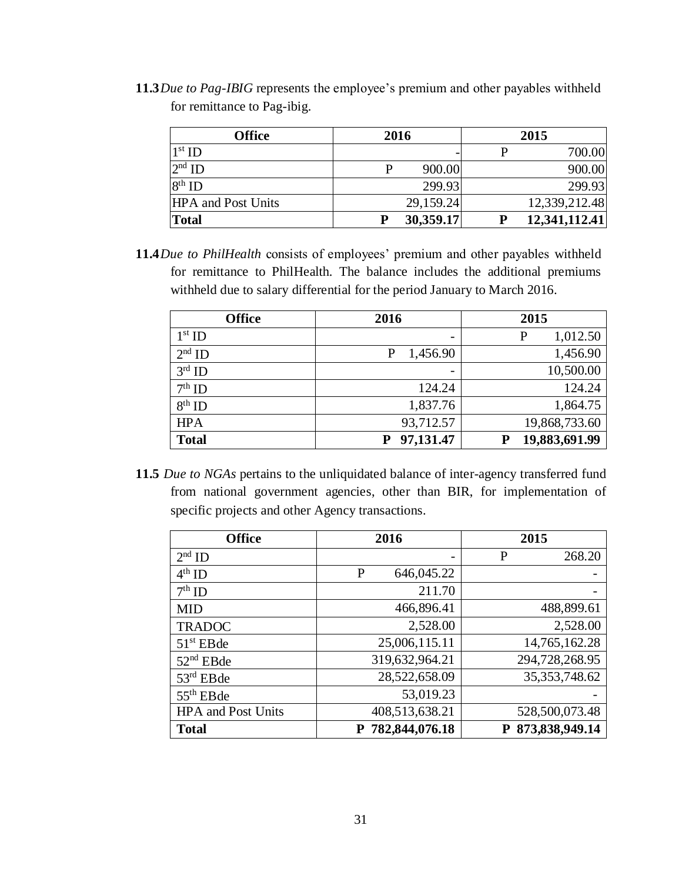**11.3** *Due to Pag-IBIG* represents the employee's premium and other payables withheld for remittance to Pag-ibig.

| Office | 2016 | 2015 |
|---|---|---|
| 1st ID | - | P 700.00 |
| 2nd ID | P 900.00 | 900.00 |
| 8th ID | 299.93 | 299.93 |
| HPA and Post Units | 29,159.24 | 12,339,212.48 |
| **Total** | **P 30,359.17** | **P 12,341,112.41** |

**11.4** *Due to PhilHealth* consists of employees' premium and other payables withheld for remittance to PhilHealth. The balance includes the additional premiums withheld due to salary differential for the period January to March 2016.

| Office | 2016 | 2015 |
|---|---|---|
| 1st ID | - | P 1,012.50 |
| 2nd ID | P 1,456.90 | 1,456.90 |
| 3rd ID | - | 10,500.00 |
| 7th ID | 124.24 | 124.24 |
| 8th ID | 1,837.76 | 1,864.75 |
| HPA | 93,712.57 | 19,868,733.60 |
| **Total** | **P 97,131.47** | **P 19,883,691.99** |

**11.5** *Due to NGAs* pertains to the unliquidated balance of inter-agency transferred fund from national government agencies, other than BIR, for implementation of specific projects and other Agency transactions.

| Office | 2016 | 2015 |
|---|---|---|
| 2nd ID | - | P 268.20 |
| 4th ID | P 646,045.22 | - |
| 7th ID | 211.70 | - |
| MID | 466,896.41 | 488,899.61 |
| TRADOC | 2,528.00 | 2,528.00 |
| 51st EBde | 25,006,115.11 | 14,765,162.28 |
| 52nd EBde | 319,632,964.21 | 294,728,268.95 |
| 53rd EBde | 28,522,658.09 | 35,353,748.62 |
| 55th EBde | 53,019.23 | - |
| HPA and Post Units | 408,513,638.21 | 528,500,073.48 |
| **Total** | **P 782,844,076.18** | **P 873,838,949.14** |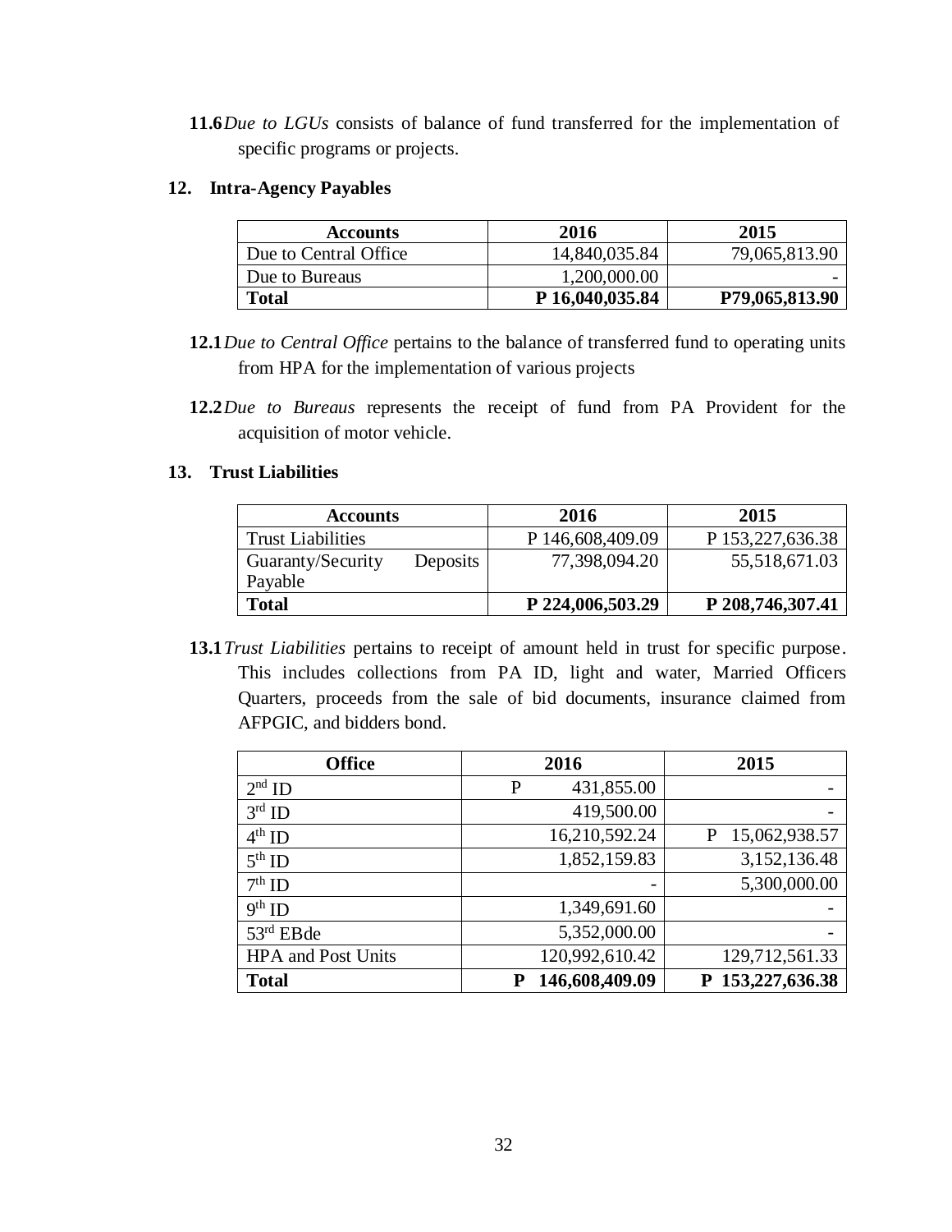**11.6** *Due to LGUs* consists of balance of fund transferred for the implementation of specific programs or projects.

## 12. Intra-Agency Payables

| Accounts | 2016 | 2015 |
|---|---|---|
| Due to Central Office | 14,840,035.84 | 79,065,813.90 |
| Due to Bureaus | 1,200,000.00 | - |
| **Total** | **P 16,040,035.84** | **P79,065,813.90** |

**12.1** *Due to Central Office* pertains to the balance of transferred fund to operating units from HPA for the implementation of various projects

**12.2** *Due to Bureaus* represents the receipt of fund from PA Provident for the acquisition of motor vehicle.

## 13. Trust Liabilities

| Accounts | 2016 | 2015 |
|---|---|---|
| Trust Liabilities | P 146,608,409.09 | P 153,227,636.38 |
| Guaranty/Security Deposits Payable | 77,398,094.20 | 55,518,671.03 |
| **Total** | **P 224,006,503.29** | **P 208,746,307.41** |

**13.1** *Trust Liabilities* pertains to receipt of amount held in trust for specific purpose. This includes collections from PA ID, light and water, Married Officers Quarters, proceeds from the sale of bid documents, insurance claimed from AFPGIC, and bidders bond.

| Office | 2016 | 2015 |
|---|---|---|
| 2nd ID | P 431,855.00 | - |
| 3rd ID | 419,500.00 | - |
| 4th ID | 16,210,592.24 | P 15,062,938.57 |
| 5th ID | 1,852,159.83 | 3,152,136.48 |
| 7th ID | - | 5,300,000.00 |
| 9th ID | 1,349,691.60 | - |
| 53rd EBde | 5,352,000.00 | - |
| HPA and Post Units | 120,992,610.42 | 129,712,561.33 |
| **Total** | **P 146,608,409.09** | **P 153,227,636.38** |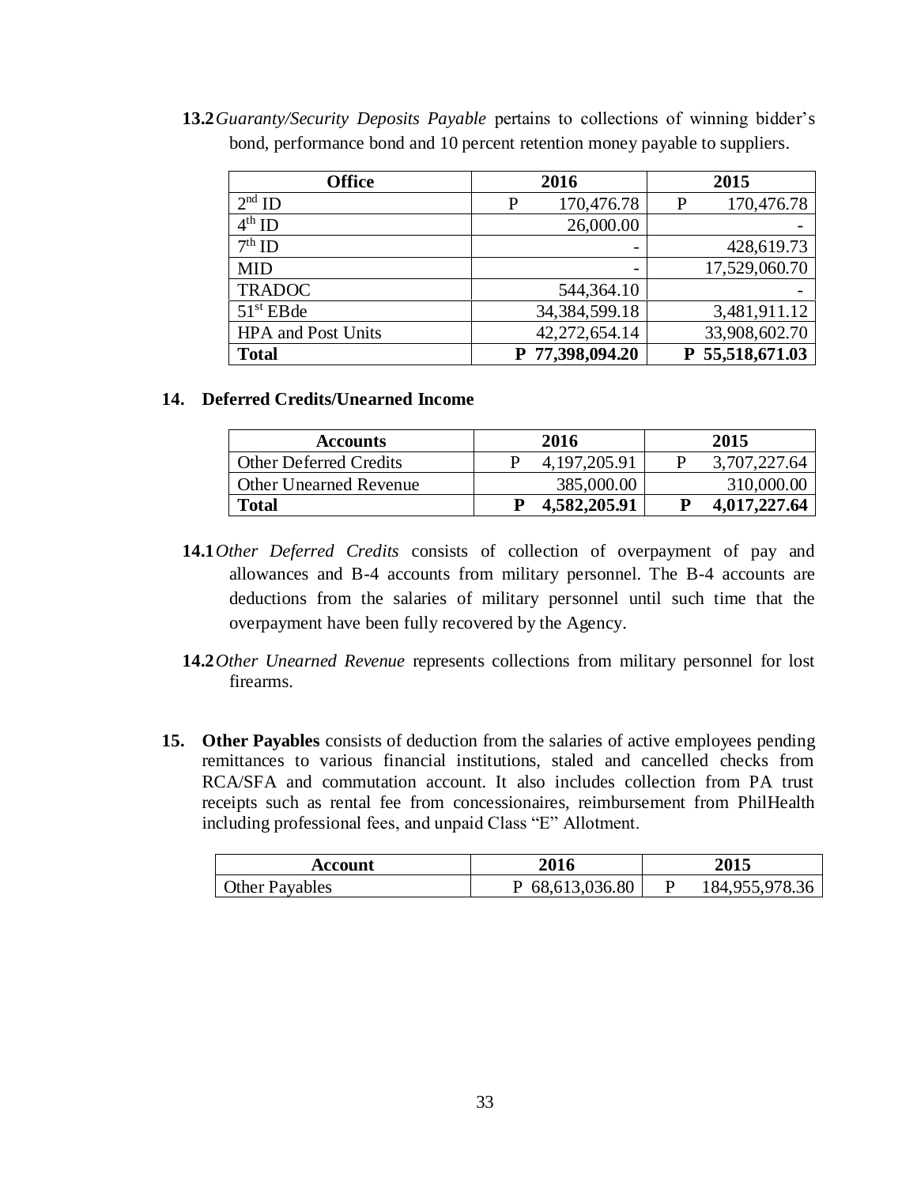**13.2** *Guaranty/Security Deposits Payable* pertains to collections of winning bidder's bond, performance bond and 10 percent retention money payable to suppliers.

| Office | 2016 | 2015 |
|---|---|---|
| 2nd ID | P 170,476.78 | P 170,476.78 |
| 4th ID | 26,000.00 | - |
| 7th ID | - | 428,619.73 |
| MID | - | 17,529,060.70 |
| TRADOC | 544,364.10 | - |
| 51st EBde | 34,384,599.18 | 3,481,911.12 |
| HPA and Post Units | 42,272,654.14 | 33,908,602.70 |
| **Total** | **P 77,398,094.20** | **P 55,518,671.03** |

## 14. Deferred Credits/Unearned Income

| Accounts | 2016 | 2015 |
|---|---|---|
| Other Deferred Credits | P 4,197,205.91 | P 3,707,227.64 |
| Other Unearned Revenue | 385,000.00 | 310,000.00 |
| **Total** | **P 4,582,205.91** | **P 4,017,227.64** |

**14.1** *Other Deferred Credits* consists of collection of overpayment of pay and allowances and B-4 accounts from military personnel. The B-4 accounts are deductions from the salaries of military personnel until such time that the overpayment have been fully recovered by the Agency.

**14.2** *Other Unearned Revenue* represents collections from military personnel for lost firearms.

**15. Other Payables** consists of deduction from the salaries of active employees pending remittances to various financial institutions, staled and cancelled checks from RCA/SFA and commutation account. It also includes collection from PA trust receipts such as rental fee from concessionaires, reimbursement from PhilHealth including professional fees, and unpaid Class "E" Allotment.

| Account | 2016 | 2015 |
|---|---|---|
| Other Payables | P 68,613,036.80 | P 184,955,978.36 |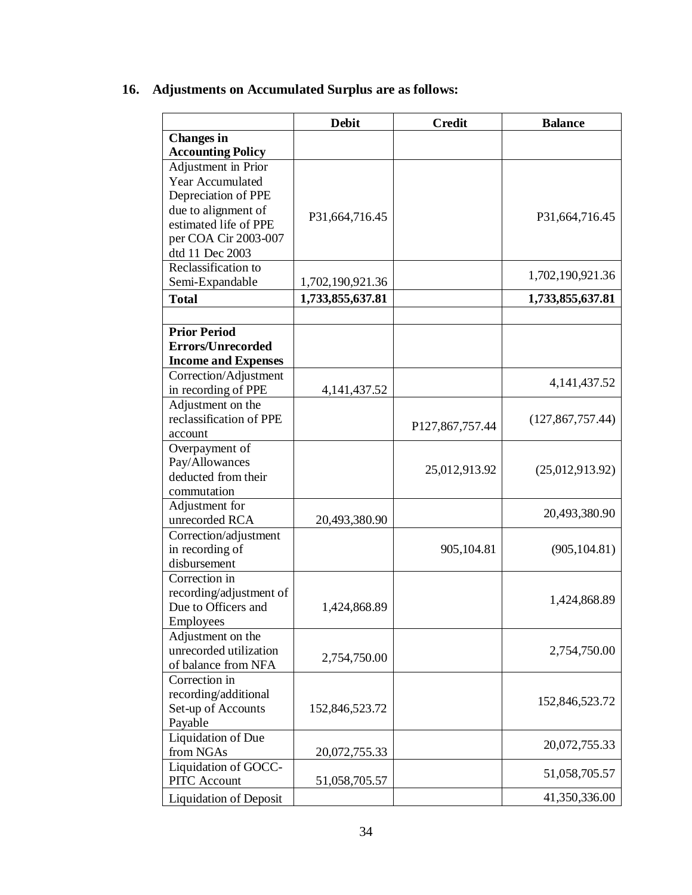## 16. Adjustments on Accumulated Surplus are as follows:

| | Debit | Credit | Balance |
|---|---|---|---|
| **Changes in Accounting Policy** | | | |
| Adjustment in Prior Year Accumulated Depreciation of PPE due to alignment of estimated life of PPE per COA Cir 2003-007 dtd 11 Dec 2003 | P31,664,716.45 | | P31,664,716.45 |
| Reclassification to Semi-Expandable | 1,702,190,921.36 | | 1,702,190,921.36 |
| **Total** | **1,733,855,637.81** | | **1,733,855,637.81** |
| | | | |
| **Prior Period Errors/Unrecorded Income and Expenses** | | | |
| Correction/Adjustment in recording of PPE | 4,141,437.52 | | 4,141,437.52 |
| Adjustment on the reclassification of PPE account | | P127,867,757.44 | (127,867,757.44) |
| Overpayment of Pay/Allowances deducted from their commutation | | 25,012,913.92 | (25,012,913.92) |
| Adjustment for unrecorded RCA | 20,493,380.90 | | 20,493,380.90 |
| Correction/adjustment in recording of disbursement | | 905,104.81 | (905,104.81) |
| Correction in recording/adjustment of Due to Officers and Employees | 1,424,868.89 | | 1,424,868.89 |
| Adjustment on the unrecorded utilization of balance from NFA | 2,754,750.00 | | 2,754,750.00 |
| Correction in recording/additional Set-up of Accounts Payable | 152,846,523.72 | | 152,846,523.72 |
| Liquidation of Due from NGAs | 20,072,755.33 | | 20,072,755.33 |
| Liquidation of GOCC-PITC Account | 51,058,705.57 | | 51,058,705.57 |
| Liquidation of Deposit | | | 41,350,336.00 |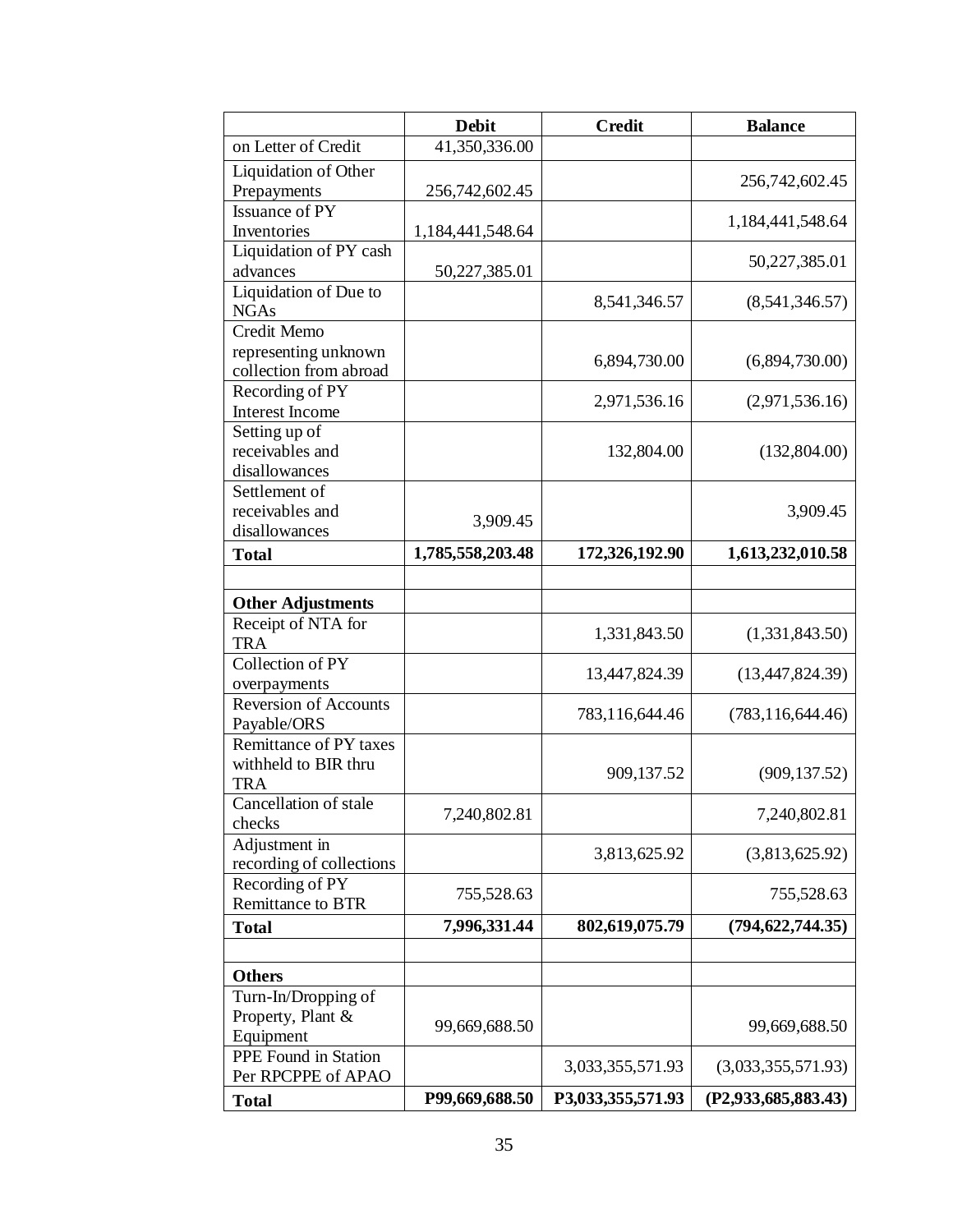| | Debit | Credit | Balance |
|---|---|---|---|
| on Letter of Credit | 41,350,336.00 | | |
| Liquidation of Other Prepayments | 256,742,602.45 | | 256,742,602.45 |
| Issuance of PY Inventories | 1,184,441,548.64 | | 1,184,441,548.64 |
| Liquidation of PY cash advances | 50,227,385.01 | | 50,227,385.01 |
| Liquidation of Due to NGAs | | 8,541,346.57 | (8,541,346.57) |
| Credit Memo representing unknown collection from abroad | | 6,894,730.00 | (6,894,730.00) |
| Recording of PY Interest Income | | 2,971,536.16 | (2,971,536.16) |
| Setting up of receivables and disallowances | | 132,804.00 | (132,804.00) |
| Settlement of receivables and disallowances | 3,909.45 | | 3,909.45 |
| **Total** | **1,785,558,203.48** | **172,326,192.90** | **1,613,232,010.58** |
| | | | |
| **Other Adjustments** | | | |
| Receipt of NTA for TRA | | 1,331,843.50 | (1,331,843.50) |
| Collection of PY overpayments | | 13,447,824.39 | (13,447,824.39) |
| Reversion of Accounts Payable/ORS | | 783,116,644.46 | (783,116,644.46) |
| Remittance of PY taxes withheld to BIR thru TRA | | 909,137.52 | (909,137.52) |
| Cancellation of stale checks | 7,240,802.81 | | 7,240,802.81 |
| Adjustment in recording of collections | | 3,813,625.92 | (3,813,625.92) |
| Recording of PY Remittance to BTR | 755,528.63 | | 755,528.63 |
| **Total** | **7,996,331.44** | **802,619,075.79** | **(794,622,744.35)** |
| | | | |
| **Others** | | | |
| Turn-In/Dropping of Property, Plant & Equipment | 99,669,688.50 | | 99,669,688.50 |
| PPE Found in Station Per RPCPPE of APAO | | 3,033,355,571.93 | (3,033,355,571.93) |
| **Total** | **P99,669,688.50** | **P3,033,355,571.93** | **(P2,933,685,883.43)** |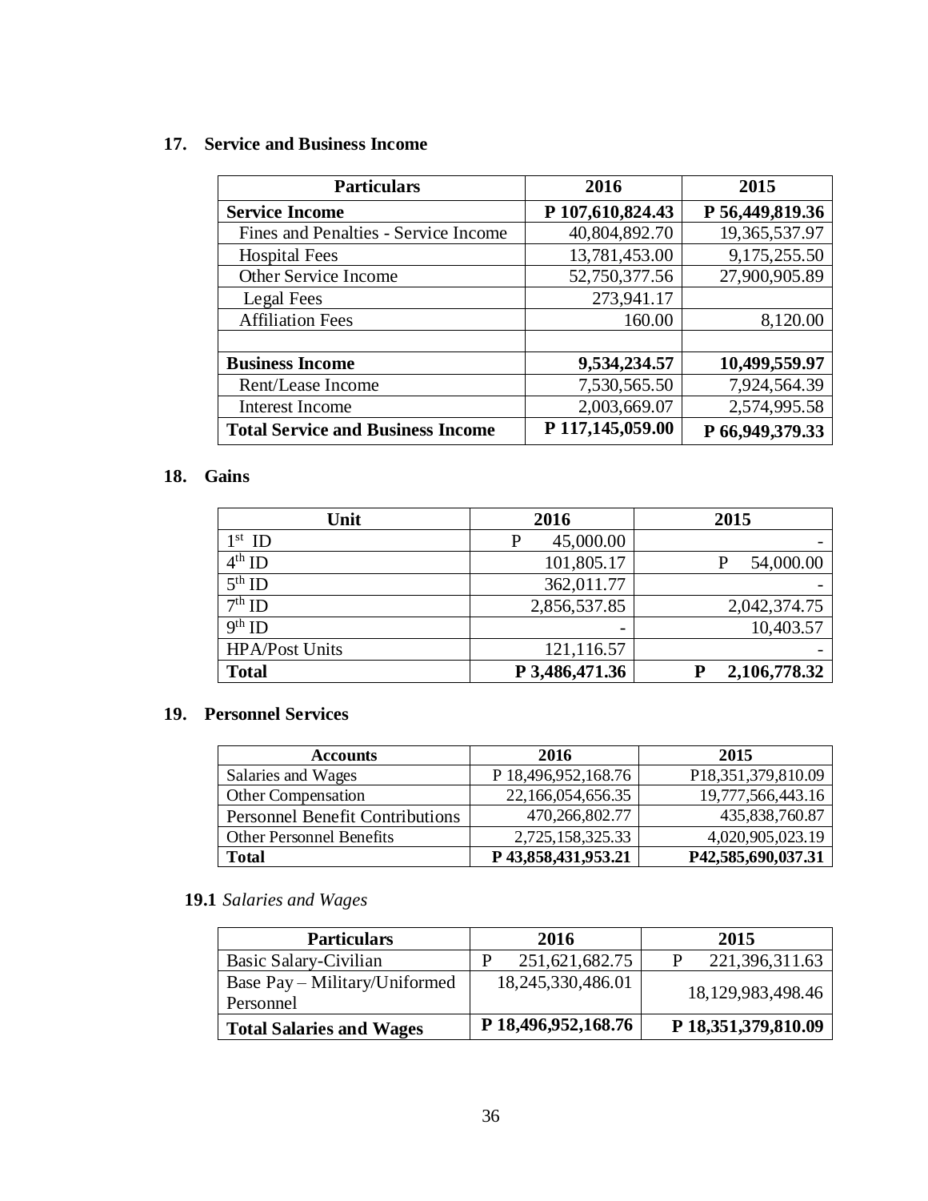## 17. Service and Business Income

| Particulars | 2016 | 2015 |
|---|---|---|
| **Service Income** | **P 107,610,824.43** | **P 56,449,819.36** |
| Fines and Penalties - Service Income | 40,804,892.70 | 19,365,537.97 |
| Hospital Fees | 13,781,453.00 | 9,175,255.50 |
| Other Service Income | 52,750,377.56 | 27,900,905.89 |
| Legal Fees | 273,941.17 | |
| Affiliation Fees | 160.00 | 8,120.00 |
| | | |
| **Business Income** | **9,534,234.57** | **10,499,559.97** |
| Rent/Lease Income | 7,530,565.50 | 7,924,564.39 |
| Interest Income | 2,003,669.07 | 2,574,995.58 |
| **Total Service and Business Income** | **P 117,145,059.00** | **P 66,949,379.33** |

## 18. Gains

| Unit | 2016 | 2015 |
|---|---|---|
| 1st ID | P 45,000.00 | - |
| 4th ID | 101,805.17 | P 54,000.00 |
| 5th ID | 362,011.77 | - |
| 7th ID | 2,856,537.85 | 2,042,374.75 |
| 9th ID | - | 10,403.57 |
| HPA/Post Units | 121,116.57 | - |
| **Total** | **P 3,486,471.36** | **P 2,106,778.32** |

## 19. Personnel Services

| Accounts | 2016 | 2015 |
|---|---|---|
| Salaries and Wages | P 18,496,952,168.76 | P18,351,379,810.09 |
| Other Compensation | 22,166,054,656.35 | 19,777,566,443.16 |
| Personnel Benefit Contributions | 470,266,802.77 | 435,838,760.87 |
| Other Personnel Benefits | 2,725,158,325.33 | 4,020,905,023.19 |
| **Total** | **P 43,858,431,953.21** | **P42,585,690,037.31** |

### 19.1 *Salaries and Wages*

| Particulars | 2016 | 2015 |
|---|---|---|
| Basic Salary-Civilian | P 251,621,682.75 | P 221,396,311.63 |
| Base Pay – Military/Uniformed Personnel | 18,245,330,486.01 | 18,129,983,498.46 |
| **Total Salaries and Wages** | **P 18,496,952,168.76** | **P 18,351,379,810.09** |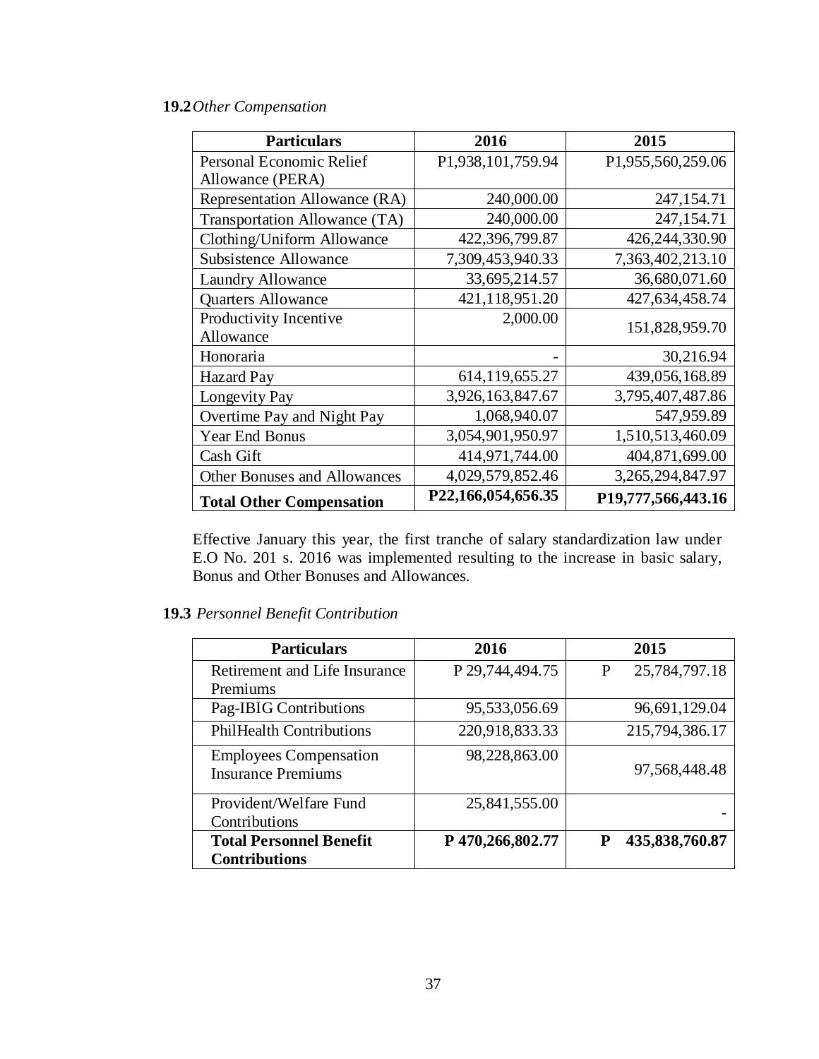**19.2** *Other Compensation*

| Particulars | 2016 | 2015 |
|---|---|---|
| Personal Economic Relief Allowance (PERA) | P1,938,101,759.94 | P1,955,560,259.06 |
| Representation Allowance (RA) | 240,000.00 | 247,154.71 |
| Transportation Allowance (TA) | 240,000.00 | 247,154.71 |
| Clothing/Uniform Allowance | 422,396,799.87 | 426,244,330.90 |
| Subsistence Allowance | 7,309,453,940.33 | 7,363,402,213.10 |
| Laundry Allowance | 33,695,214.57 | 36,680,071.60 |
| Quarters Allowance | 421,118,951.20 | 427,634,458.74 |
| Productivity Incentive Allowance | 2,000.00 | 151,828,959.70 |
| Honoraria | - | 30,216.94 |
| Hazard Pay | 614,119,655.27 | 439,056,168.89 |
| Longevity Pay | 3,926,163,847.67 | 3,795,407,487.86 |
| Overtime Pay and Night Pay | 1,068,940.07 | 547,959.89 |
| Year End Bonus | 3,054,901,950.97 | 1,510,513,460.09 |
| Cash Gift | 414,971,744.00 | 404,871,699.00 |
| Other Bonuses and Allowances | 4,029,579,852.46 | 3,265,294,847.97 |
| **Total Other Compensation** | **P22,166,054,656.35** | **P19,777,566,443.16** |

Effective January this year, the first tranche of salary standardization law under E.O No. 201 s. 2016 was implemented resulting to the increase in basic salary, Bonus and Other Bonuses and Allowances.

**19.3** *Personnel Benefit Contribution*

| Particulars | 2016 | 2015 |
|---|---|---|
| Retirement and Life Insurance Premiums | P 29,744,494.75 | P 25,784,797.18 |
| Pag-IBIG Contributions | 95,533,056.69 | 96,691,129.04 |
| PhilHealth Contributions | 220,918,833.33 | 215,794,386.17 |
| Employees Compensation Insurance Premiums | 98,228,863.00 | 97,568,448.48 |
| Provident/Welfare Fund Contributions | 25,841,555.00 | - |
| **Total Personnel Benefit Contributions** | **P 470,266,802.77** | **P 435,838,760.87** |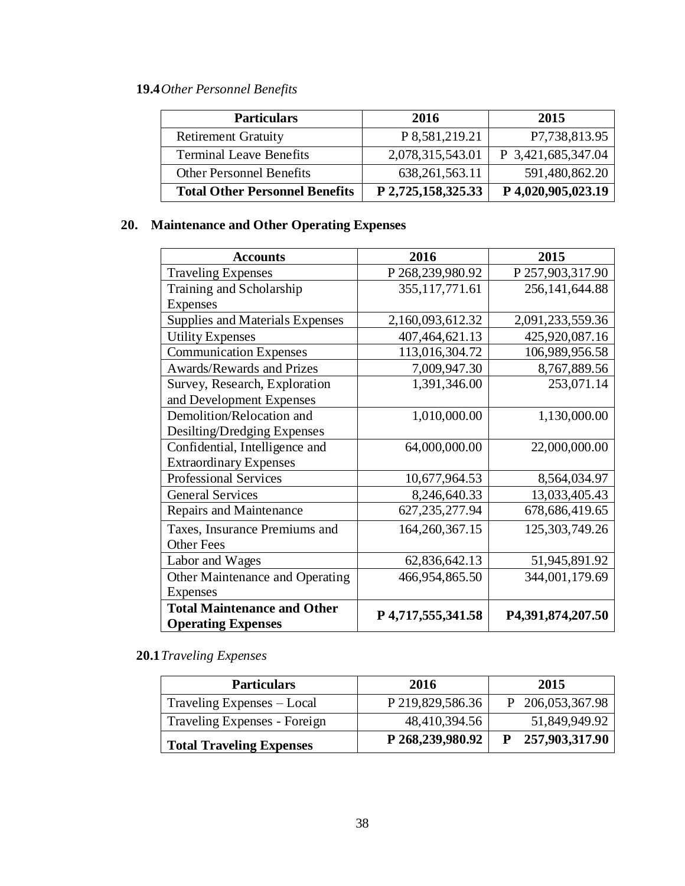**19.4** *Other Personnel Benefits*

| Particulars | 2016 | 2015 |
|---|---|---|
| Retirement Gratuity | P 8,581,219.21 | P7,738,813.95 |
| Terminal Leave Benefits | 2,078,315,543.01 | P 3,421,685,347.04 |
| Other Personnel Benefits | 638,261,563.11 | 591,480,862.20 |
| **Total Other Personnel Benefits** | **P 2,725,158,325.33** | **P 4,020,905,023.19** |

## 20. Maintenance and Other Operating Expenses

| Accounts | 2016 | 2015 |
|---|---|---|
| Traveling Expenses | P 268,239,980.92 | P 257,903,317.90 |
| Training and Scholarship Expenses | 355,117,771.61 | 256,141,644.88 |
| Supplies and Materials Expenses | 2,160,093,612.32 | 2,091,233,559.36 |
| Utility Expenses | 407,464,621.13 | 425,920,087.16 |
| Communication Expenses | 113,016,304.72 | 106,989,956.58 |
| Awards/Rewards and Prizes | 7,009,947.30 | 8,767,889.56 |
| Survey, Research, Exploration and Development Expenses | 1,391,346.00 | 253,071.14 |
| Demolition/Relocation and Desilting/Dredging Expenses | 1,010,000.00 | 1,130,000.00 |
| Confidential, Intelligence and Extraordinary Expenses | 64,000,000.00 | 22,000,000.00 |
| Professional Services | 10,677,964.53 | 8,564,034.97 |
| General Services | 8,246,640.33 | 13,033,405.43 |
| Repairs and Maintenance | 627,235,277.94 | 678,686,419.65 |
| Taxes, Insurance Premiums and Other Fees | 164,260,367.15 | 125,303,749.26 |
| Labor and Wages | 62,836,642.13 | 51,945,891.92 |
| Other Maintenance and Operating Expenses | 466,954,865.50 | 344,001,179.69 |
| **Total Maintenance and Other Operating Expenses** | **P 4,717,555,341.58** | **P4,391,874,207.50** |

**20.1** *Traveling Expenses*

| Particulars | 2016 | 2015 |
|---|---|---|
| Traveling Expenses – Local | P 219,829,586.36 | P 206,053,367.98 |
| Traveling Expenses - Foreign | 48,410,394.56 | 51,849,949.92 |
| **Total Traveling Expenses** | **P 268,239,980.92** | **P 257,903,317.90** |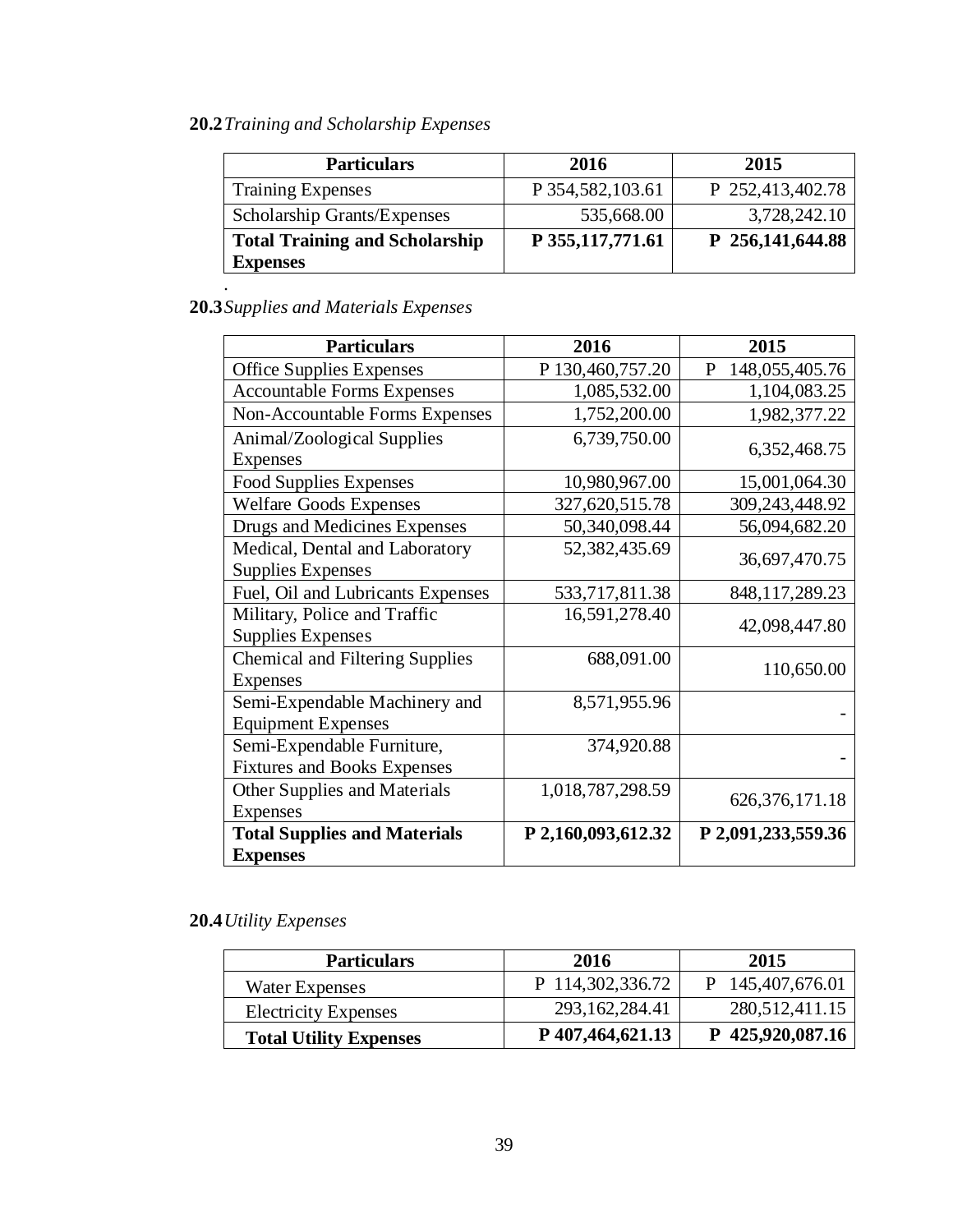**20.2** *Training and Scholarship Expenses*

| Particulars | 2016 | 2015 |
|---|---|---|
| Training Expenses | P 354,582,103.61 | P 252,413,402.78 |
| Scholarship Grants/Expenses | 535,668.00 | 3,728,242.10 |
| **Total Training and Scholarship Expenses** | **P 355,117,771.61** | **P 256,141,644.88** |

.

**20.3** *Supplies and Materials Expenses*

| Particulars | 2016 | 2015 |
|---|---|---|
| Office Supplies Expenses | P 130,460,757.20 | P 148,055,405.76 |
| Accountable Forms Expenses | 1,085,532.00 | 1,104,083.25 |
| Non-Accountable Forms Expenses | 1,752,200.00 | 1,982,377.22 |
| Animal/Zoological Supplies Expenses | 6,739,750.00 | 6,352,468.75 |
| Food Supplies Expenses | 10,980,967.00 | 15,001,064.30 |
| Welfare Goods Expenses | 327,620,515.78 | 309,243,448.92 |
| Drugs and Medicines Expenses | 50,340,098.44 | 56,094,682.20 |
| Medical, Dental and Laboratory Supplies Expenses | 52,382,435.69 | 36,697,470.75 |
| Fuel, Oil and Lubricants Expenses | 533,717,811.38 | 848,117,289.23 |
| Military, Police and Traffic Supplies Expenses | 16,591,278.40 | 42,098,447.80 |
| Chemical and Filtering Supplies Expenses | 688,091.00 | 110,650.00 |
| Semi-Expendable Machinery and Equipment Expenses | 8,571,955.96 | - |
| Semi-Expendable Furniture, Fixtures and Books Expenses | 374,920.88 | - |
| Other Supplies and Materials Expenses | 1,018,787,298.59 | 626,376,171.18 |
| **Total Supplies and Materials Expenses** | **P 2,160,093,612.32** | **P 2,091,233,559.36** |

**20.4** *Utility Expenses*

| Particulars | 2016 | 2015 |
|---|---|---|
| Water Expenses | P 114,302,336.72 | P 145,407,676.01 |
| Electricity Expenses | 293,162,284.41 | 280,512,411.15 |
| **Total Utility Expenses** | **P 407,464,621.13** | **P 425,920,087.16** |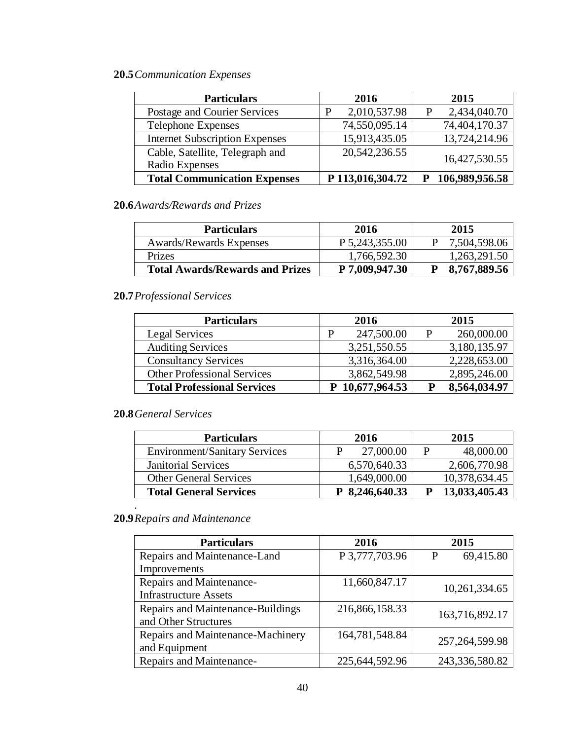**20.5** *Communication Expenses*

| Particulars | 2016 | 2015 |
|---|---|---|
| Postage and Courier Services | P 2,010,537.98 | P 2,434,040.70 |
| Telephone Expenses | 74,550,095.14 | 74,404,170.37 |
| Internet Subscription Expenses | 15,913,435.05 | 13,724,214.96 |
| Cable, Satellite, Telegraph and Radio Expenses | 20,542,236.55 | 16,427,530.55 |
| **Total Communication Expenses** | **P 113,016,304.72** | **P 106,989,956.58** |

**20.6** *Awards/Rewards and Prizes*

| Particulars | 2016 | 2015 |
|---|---|---|
| Awards/Rewards Expenses | P 5,243,355.00 | P 7,504,598.06 |
| Prizes | 1,766,592.30 | 1,263,291.50 |
| **Total Awards/Rewards and Prizes** | **P 7,009,947.30** | **P 8,767,889.56** |

**20.7** *Professional Services*

| Particulars | 2016 | 2015 |
|---|---|---|
| Legal Services | P 247,500.00 | P 260,000.00 |
| Auditing Services | 3,251,550.55 | 3,180,135.97 |
| Consultancy Services | 3,316,364.00 | 2,228,653.00 |
| Other Professional Services | 3,862,549.98 | 2,895,246.00 |
| **Total Professional Services** | **P 10,677,964.53** | **P 8,564,034.97** |

**20.8** *General Services*

| Particulars | 2016 | 2015 |
|---|---|---|
| Environment/Sanitary Services | P 27,000.00 | P 48,000.00 |
| Janitorial Services | 6,570,640.33 | 2,606,770.98 |
| Other General Services | 1,649,000.00 | 10,378,634.45 |
| **Total General Services** | **P 8,246,640.33** | **P 13,033,405.43** |

**20.9** *Repairs and Maintenance*

| Particulars | 2016 | 2015 |
|---|---|---|
| Repairs and Maintenance-Land Improvements | P 3,777,703.96 | P 69,415.80 |
| Repairs and Maintenance-Infrastructure Assets | 11,660,847.17 | 10,261,334.65 |
| Repairs and Maintenance-Buildings and Other Structures | 216,866,158.33 | 163,716,892.17 |
| Repairs and Maintenance-Machinery and Equipment | 164,781,548.84 | 257,264,599.98 |
| Repairs and Maintenance- | 225,644,592.96 | 243,336,580.82 |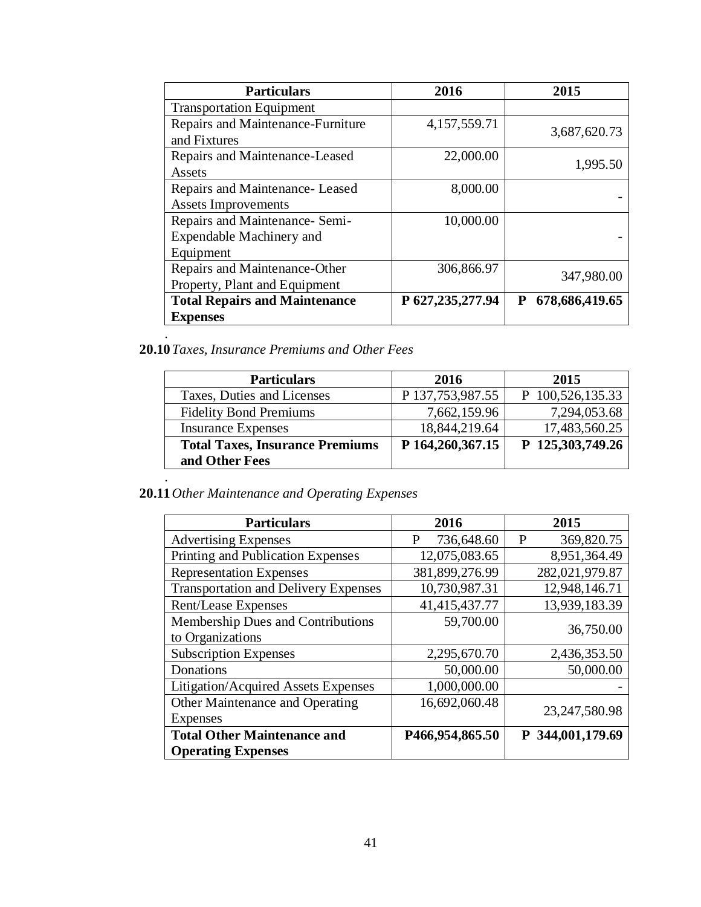| Particulars | 2016 | 2015 |
|---|---|---|
| Transportation Equipment | | |
| Repairs and Maintenance-Furniture and Fixtures | 4,157,559.71 | 3,687,620.73 |
| Repairs and Maintenance-Leased Assets | 22,000.00 | 1,995.50 |
| Repairs and Maintenance- Leased Assets Improvements | 8,000.00 | - |
| Repairs and Maintenance- Semi-Expendable Machinery and Equipment | 10,000.00 | - |
| Repairs and Maintenance-Other Property, Plant and Equipment | 306,866.97 | 347,980.00 |
| **Total Repairs and Maintenance Expenses** | **P 627,235,277.94** | **P 678,686,419.65** |

.

**20.10** *Taxes, Insurance Premiums and Other Fees*

| Particulars | 2016 | 2015 |
|---|---|---|
| Taxes, Duties and Licenses | P 137,753,987.55 | P 100,526,135.33 |
| Fidelity Bond Premiums | 7,662,159.96 | 7,294,053.68 |
| Insurance Expenses | 18,844,219.64 | 17,483,560.25 |
| **Total Taxes, Insurance Premiums and Other Fees** | **P 164,260,367.15** | **P 125,303,749.26** |

.

**20.11** *Other Maintenance and Operating Expenses*

| Particulars | 2016 | 2015 |
|---|---|---|
| Advertising Expenses | P 736,648.60 | P 369,820.75 |
| Printing and Publication Expenses | 12,075,083.65 | 8,951,364.49 |
| Representation Expenses | 381,899,276.99 | 282,021,979.87 |
| Transportation and Delivery Expenses | 10,730,987.31 | 12,948,146.71 |
| Rent/Lease Expenses | 41,415,437.77 | 13,939,183.39 |
| Membership Dues and Contributions to Organizations | 59,700.00 | 36,750.00 |
| Subscription Expenses | 2,295,670.70 | 2,436,353.50 |
| Donations | 50,000.00 | 50,000.00 |
| Litigation/Acquired Assets Expenses | 1,000,000.00 | - |
| Other Maintenance and Operating Expenses | 16,692,060.48 | 23,247,580.98 |
| **Total Other Maintenance and Operating Expenses** | **P466,954,865.50** | **P 344,001,179.69** |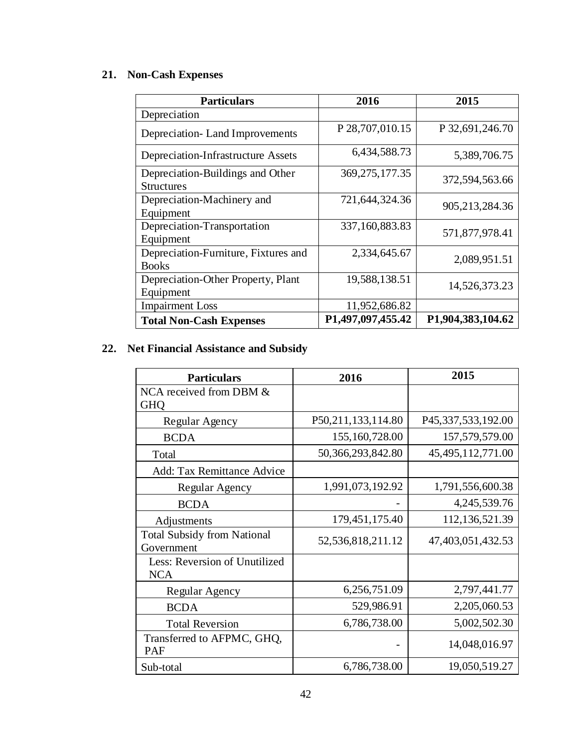## 21. Non-Cash Expenses

| Particulars | 2016 | 2015 |
| --- | --- | --- |
| Depreciation | | |
| Depreciation- Land Improvements | P 28,707,010.15 | P 32,691,246.70 |
| Depreciation-Infrastructure Assets | 6,434,588.73 | 5,389,706.75 |
| Depreciation-Buildings and Other Structures | 369,275,177.35 | 372,594,563.66 |
| Depreciation-Machinery and Equipment | 721,644,324.36 | 905,213,284.36 |
| Depreciation-Transportation Equipment | 337,160,883.83 | 571,877,978.41 |
| Depreciation-Furniture, Fixtures and Books | 2,334,645.67 | 2,089,951.51 |
| Depreciation-Other Property, Plant Equipment | 19,588,138.51 | 14,526,373.23 |
| Impairment Loss | 11,952,686.82 | |
| **Total Non-Cash Expenses** | **P1,497,097,455.42** | **P1,904,383,104.62** |

## 22. Net Financial Assistance and Subsidy

| Particulars | 2016 | 2015 |
| --- | --- | --- |
| NCA received from DBM & GHQ | | |
| Regular Agency | P50,211,133,114.80 | P45,337,533,192.00 |
| BCDA | 155,160,728.00 | 157,579,579.00 |
| Total | 50,366,293,842.80 | 45,495,112,771.00 |
| Add: Tax Remittance Advice | | |
| Regular Agency | 1,991,073,192.92 | 1,791,556,600.38 |
| BCDA | - | 4,245,539.76 |
| Adjustments | 179,451,175.40 | 112,136,521.39 |
| Total Subsidy from National Government | 52,536,818,211.12 | 47,403,051,432.53 |
| Less: Reversion of Unutilized NCA | | |
| Regular Agency | 6,256,751.09 | 2,797,441.77 |
| BCDA | 529,986.91 | 2,205,060.53 |
| Total Reversion | 6,786,738.00 | 5,002,502.30 |
| Transferred to AFPMC, GHQ, PAF | - | 14,048,016.97 |
| Sub-total | 6,786,738.00 | 19,050,519.27 |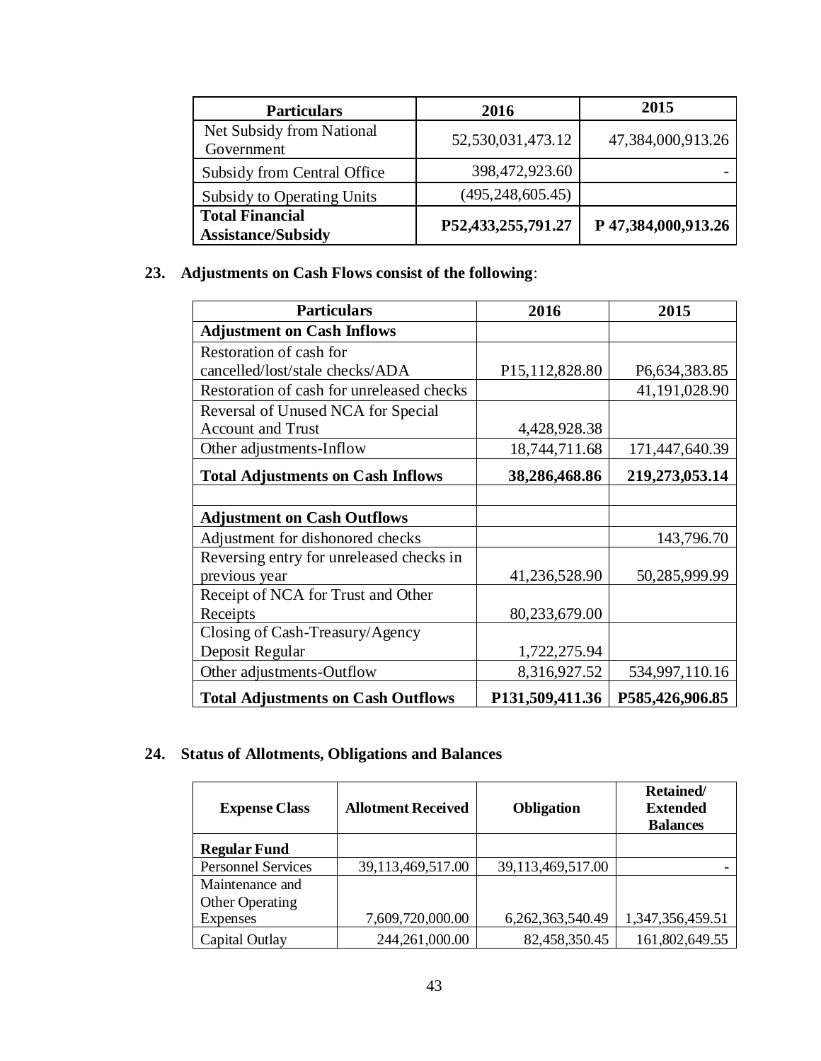| Particulars | 2016 | 2015 |
|---|---|---|
| Net Subsidy from National Government | 52,530,031,473.12 | 47,384,000,913.26 |
| Subsidy from Central Office | 398,472,923.60 | - |
| Subsidy to Operating Units | (495,248,605.45) | |
| **Total Financial Assistance/Subsidy** | **P52,433,255,791.27** | **P 47,384,000,913.26** |

## 23. Adjustments on Cash Flows consist of the following:

| Particulars | 2016 | 2015 |
|---|---|---|
| **Adjustment on Cash Inflows** | | |
| Restoration of cash for cancelled/lost/stale checks/ADA | P15,112,828.80 | P6,634,383.85 |
| Restoration of cash for unreleased checks | | 41,191,028.90 |
| Reversal of Unused NCA for Special Account and Trust | 4,428,928.38 | |
| Other adjustments-Inflow | 18,744,711.68 | 171,447,640.39 |
| **Total Adjustments on Cash Inflows** | **38,286,468.86** | **219,273,053.14** |
| | | |
| **Adjustment on Cash Outflows** | | |
| Adjustment for dishonored checks | | 143,796.70 |
| Reversing entry for unreleased checks in previous year | 41,236,528.90 | 50,285,999.99 |
| Receipt of NCA for Trust and Other Receipts | 80,233,679.00 | |
| Closing of Cash-Treasury/Agency Deposit Regular | 1,722,275.94 | |
| Other adjustments-Outflow | 8,316,927.52 | 534,997,110.16 |
| **Total Adjustments on Cash Outflows** | **P131,509,411.36** | **P585,426,906.85** |

## 24. Status of Allotments, Obligations and Balances

| Expense Class | Allotment Received | Obligation | Retained/ Extended Balances |
|---|---|---|---|
| **Regular Fund** | | | |
| Personnel Services | 39,113,469,517.00 | 39,113,469,517.00 | - |
| Maintenance and Other Operating Expenses | 7,609,720,000.00 | 6,262,363,540.49 | 1,347,356,459.51 |
| Capital Outlay | 244,261,000.00 | 82,458,350.45 | 161,802,649.55 |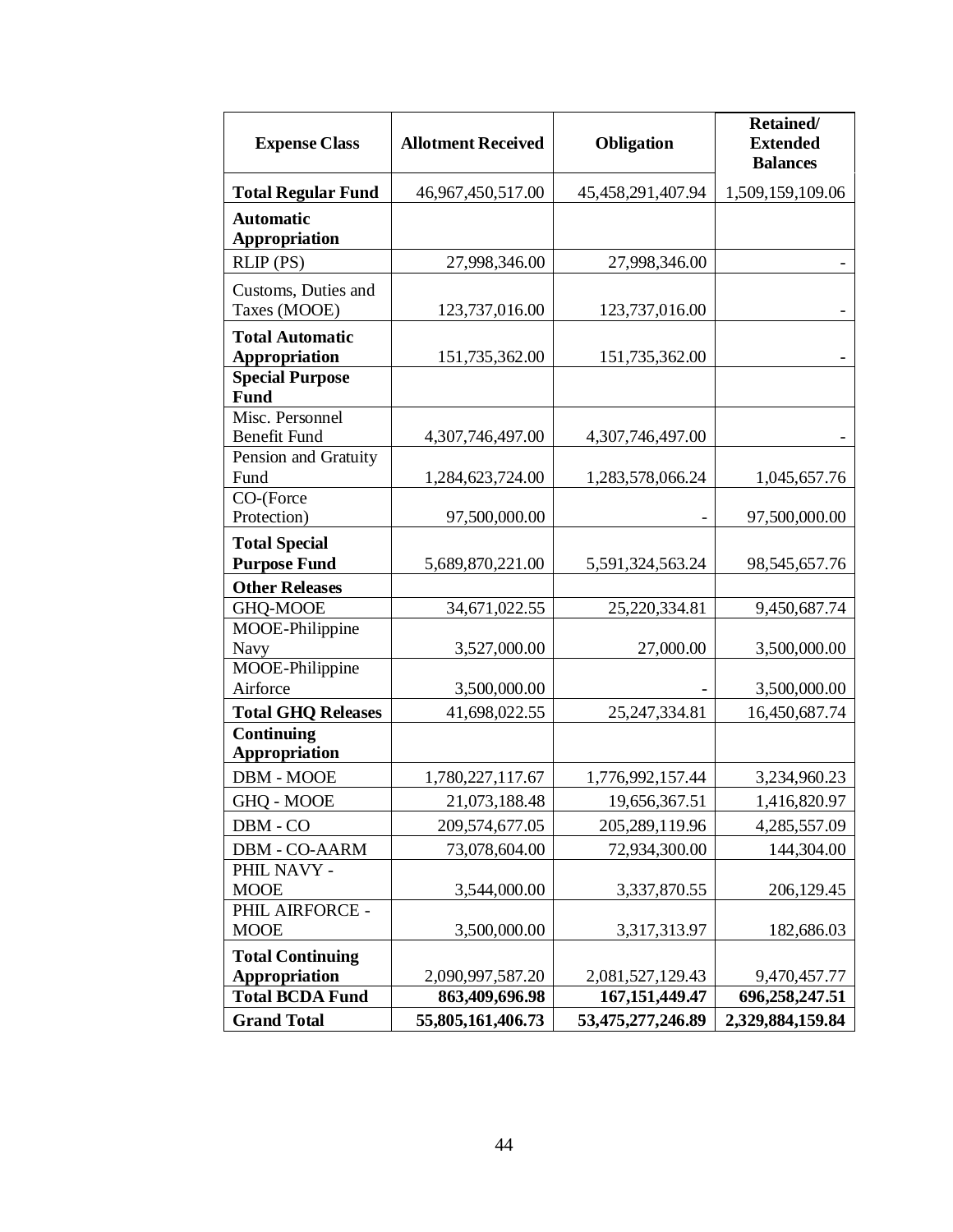| Expense Class | Allotment Received | Obligation | Retained/ Extended Balances |
|---|---|---|---|
| **Total Regular Fund** | 46,967,450,517.00 | 45,458,291,407.94 | 1,509,159,109.06 |
| **Automatic Appropriation** | | | |
| RLIP (PS) | 27,998,346.00 | 27,998,346.00 | - |
| Customs, Duties and Taxes (MOOE) | 123,737,016.00 | 123,737,016.00 | - |
| **Total Automatic Appropriation** | 151,735,362.00 | 151,735,362.00 | - |
| **Special Purpose Fund** | | | |
| Misc. Personnel Benefit Fund | 4,307,746,497.00 | 4,307,746,497.00 | - |
| Pension and Gratuity Fund | 1,284,623,724.00 | 1,283,578,066.24 | 1,045,657.76 |
| CO-(Force Protection) | 97,500,000.00 | - | 97,500,000.00 |
| **Total Special Purpose Fund** | 5,689,870,221.00 | 5,591,324,563.24 | 98,545,657.76 |
| **Other Releases** | | | |
| GHQ-MOOE | 34,671,022.55 | 25,220,334.81 | 9,450,687.74 |
| MOOE-Philippine Navy | 3,527,000.00 | 27,000.00 | 3,500,000.00 |
| MOOE-Philippine Airforce | 3,500,000.00 | - | 3,500,000.00 |
| **Total GHQ Releases** | 41,698,022.55 | 25,247,334.81 | 16,450,687.74 |
| **Continuing Appropriation** | | | |
| DBM - MOOE | 1,780,227,117.67 | 1,776,992,157.44 | 3,234,960.23 |
| GHQ - MOOE | 21,073,188.48 | 19,656,367.51 | 1,416,820.97 |
| DBM - CO | 209,574,677.05 | 205,289,119.96 | 4,285,557.09 |
| DBM - CO-AARM | 73,078,604.00 | 72,934,300.00 | 144,304.00 |
| PHIL NAVY - MOOE | 3,544,000.00 | 3,337,870.55 | 206,129.45 |
| PHIL AIRFORCE - MOOE | 3,500,000.00 | 3,317,313.97 | 182,686.03 |
| **Total Continuing Appropriation** | 2,090,997,587.20 | 2,081,527,129.43 | 9,470,457.77 |
| **Total BCDA Fund** | **863,409,696.98** | **167,151,449.47** | **696,258,247.51** |
| **Grand Total** | **55,805,161,406.73** | **53,475,277,246.89** | **2,329,884,159.84** |